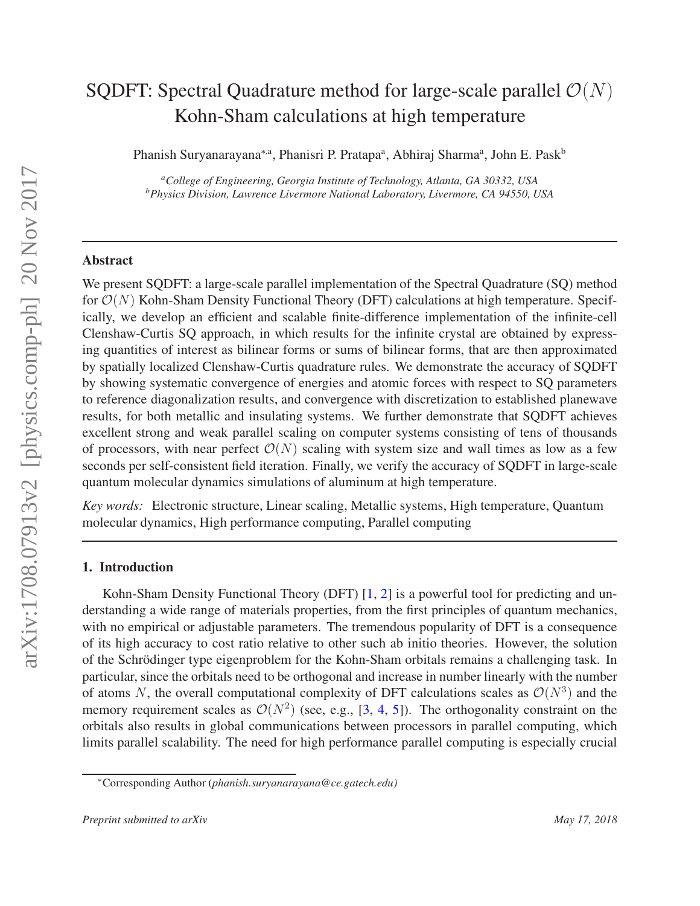# SQDFT: Spectral Quadrature method for large-scale parallel $\mathcal{O}(N)$ Kohn-Sham calculations at high temperature

Phanish Suryanarayana[*,a], Phanisri P. Pratapa[a], Abhiraj Sharma[a], John E. Pask[b]

[a]*College of Engineering, Georgia Institute of Technology, Atlanta, GA 30332, USA*
[b]*Physics Division, Lawrence Livermore National Laboratory, Livermore, CA 94550, USA*

## Abstract

We present SQDFT: a large-scale parallel implementation of the Spectral Quadrature (SQ) method for $\mathcal{O}(N)$ Kohn-Sham Density Functional Theory (DFT) calculations at high temperature. Specifically, we develop an efficient and scalable finite-difference implementation of the infinite-cell Clenshaw-Curtis SQ approach, in which results for the infinite crystal are obtained by expressing quantities of interest as bilinear forms or sums of bilinear forms, that are then approximated by spatially localized Clenshaw-Curtis quadrature rules. We demonstrate the accuracy of SQDFT by showing systematic convergence of energies and atomic forces with respect to SQ parameters to reference diagonalization results, and convergence with discretization to established planewave results, for both metallic and insulating systems. We further demonstrate that SQDFT achieves excellent strong and weak parallel scaling on computer systems consisting of tens of thousands of processors, with near perfect $\mathcal{O}(N)$ scaling with system size and wall times as low as a few seconds per self-consistent field iteration. Finally, we verify the accuracy of SQDFT in large-scale quantum molecular dynamics simulations of aluminum at high temperature.

*Key words:* Electronic structure, Linear scaling, Metallic systems, High temperature, Quantum molecular dynamics, High performance computing, Parallel computing

## 1. Introduction

Kohn-Sham Density Functional Theory (DFT) [1, 2] is a powerful tool for predicting and understanding a wide range of materials properties, from the first principles of quantum mechanics, with no empirical or adjustable parameters. The tremendous popularity of DFT is a consequence of its high accuracy to cost ratio relative to other such ab initio theories. However, the solution of the Schrödinger type eigenproblem for the Kohn-Sham orbitals remains a challenging task. In particular, since the orbitals need to be orthogonal and increase in number linearly with the number of atoms $N$, the overall computational complexity of DFT calculations scales as $\mathcal{O}(N^3)$ and the memory requirement scales as $\mathcal{O}(N^2)$ (see, e.g., [3, 4, 5]). The orthogonality constraint on the orbitals also results in global communications between processors in parallel computing, which limits parallel scalability. The need for high performance parallel computing is especially crucial

*Corresponding Author (*phanish.suryanarayana@ce.gatech.edu)*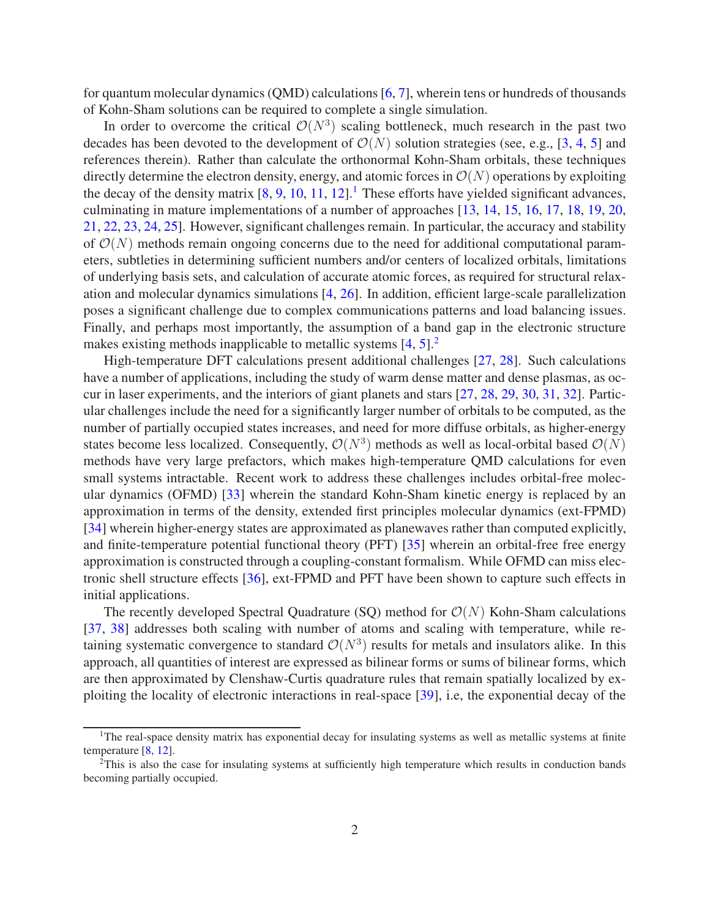for quantum molecular dynamics (QMD) calculations [6, 7], wherein tens or hundreds of thousands of Kohn-Sham solutions can be required to complete a single simulation.

In order to overcome the critical $\mathcal{O}(N^3)$ scaling bottleneck, much research in the past two decades has been devoted to the development of $\mathcal{O}(N)$ solution strategies (see, e.g., [3, 4, 5] and references therein). Rather than calculate the orthonormal Kohn-Sham orbitals, these techniques directly determine the electron density, energy, and atomic forces in $\mathcal{O}(N)$ operations by exploiting the decay of the density matrix [8, 9, 10, 11, 12].[1] These efforts have yielded significant advances, culminating in mature implementations of a number of approaches [13, 14, 15, 16, 17, 18, 19, 20, 21, 22, 23, 24, 25]. However, significant challenges remain. In particular, the accuracy and stability of $\mathcal{O}(N)$ methods remain ongoing concerns due to the need for additional computational parameters, subtleties in determining sufficient numbers and/or centers of localized orbitals, limitations of underlying basis sets, and calculation of accurate atomic forces, as required for structural relaxation and molecular dynamics simulations [4, 26]. In addition, efficient large-scale parallelization poses a significant challenge due to complex communications patterns and load balancing issues. Finally, and perhaps most importantly, the assumption of a band gap in the electronic structure makes existing methods inapplicable to metallic systems [4, 5].[2]

High-temperature DFT calculations present additional challenges [27, 28]. Such calculations have a number of applications, including the study of warm dense matter and dense plasmas, as occur in laser experiments, and the interiors of giant planets and stars [27, 28, 29, 30, 31, 32]. Particular challenges include the need for a significantly larger number of orbitals to be computed, as the number of partially occupied states increases, and need for more diffuse orbitals, as higher-energy states become less localized. Consequently, $\mathcal{O}(N^3)$ methods as well as local-orbital based $\mathcal{O}(N)$ methods have very large prefactors, which makes high-temperature QMD calculations for even small systems intractable. Recent work to address these challenges includes orbital-free molecular dynamics (OFMD) [33] wherein the standard Kohn-Sham kinetic energy is replaced by an approximation in terms of the density, extended first principles molecular dynamics (ext-FPMD) [34] wherein higher-energy states are approximated as planewaves rather than computed explicitly, and finite-temperature potential functional theory (PFT) [35] wherein an orbital-free free energy approximation is constructed through a coupling-constant formalism. While OFMD can miss electronic shell structure effects [36], ext-FPMD and PFT have been shown to capture such effects in initial applications.

The recently developed Spectral Quadrature (SQ) method for $\mathcal{O}(N)$ Kohn-Sham calculations [37, 38] addresses both scaling with number of atoms and scaling with temperature, while retaining systematic convergence to standard $\mathcal{O}(N^3)$ results for metals and insulators alike. In this approach, all quantities of interest are expressed as bilinear forms or sums of bilinear forms, which are then approximated by Clenshaw-Curtis quadrature rules that remain spatially localized by exploiting the locality of electronic interactions in real-space [39], i.e, the exponential decay of the

---

[1] The real-space density matrix has exponential decay for insulating systems as well as metallic systems at finite temperature [8, 12].

[2] This is also the case for insulating systems at sufficiently high temperature which results in conduction bands becoming partially occupied.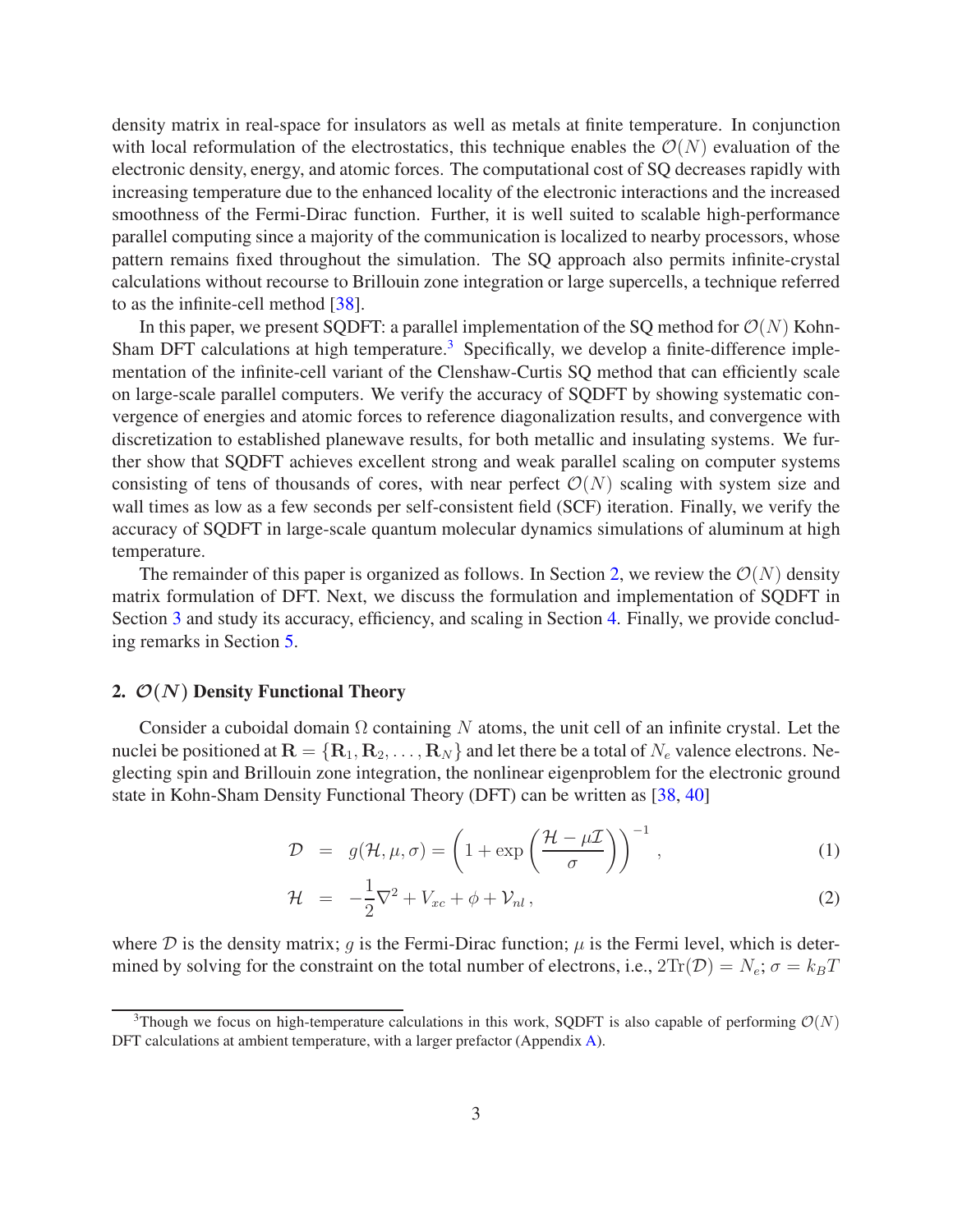density matrix in real-space for insulators as well as metals at finite temperature. In conjunction with local reformulation of the electrostatics, this technique enables the $\mathcal{O}(N)$ evaluation of the electronic density, energy, and atomic forces. The computational cost of SQ decreases rapidly with increasing temperature due to the enhanced locality of the electronic interactions and the increased smoothness of the Fermi-Dirac function. Further, it is well suited to scalable high-performance parallel computing since a majority of the communication is localized to nearby processors, whose pattern remains fixed throughout the simulation. The SQ approach also permits infinite-crystal calculations without recourse to Brillouin zone integration or large supercells, a technique referred to as the infinite-cell method [38].

In this paper, we present SQDFT: a parallel implementation of the SQ method for $\mathcal{O}(N)$ Kohn-Sham DFT calculations at high temperature.[3] Specifically, we develop a finite-difference implementation of the infinite-cell variant of the Clenshaw-Curtis SQ method that can efficiently scale on large-scale parallel computers. We verify the accuracy of SQDFT by showing systematic convergence of energies and atomic forces to reference diagonalization results, and convergence with discretization to established planewave results, for both metallic and insulating systems. We further show that SQDFT achieves excellent strong and weak parallel scaling on computer systems consisting of tens of thousands of cores, with near perfect $\mathcal{O}(N)$ scaling with system size and wall times as low as a few seconds per self-consistent field (SCF) iteration. Finally, we verify the accuracy of SQDFT in large-scale quantum molecular dynamics simulations of aluminum at high temperature.

The remainder of this paper is organized as follows. In Section 2, we review the $\mathcal{O}(N)$ density matrix formulation of DFT. Next, we discuss the formulation and implementation of SQDFT in Section 3 and study its accuracy, efficiency, and scaling in Section 4. Finally, we provide concluding remarks in Section 5.

## 2. $\mathcal{O}(N)$ Density Functional Theory

Consider a cuboidal domain $\Omega$ containing $N$ atoms, the unit cell of an infinite crystal. Let the nuclei be positioned at $\mathbf{R} = \{\mathbf{R}_1, \mathbf{R}_2, \ldots, \mathbf{R}_N\}$ and let there be a total of $N_e$ valence electrons. Neglecting spin and Brillouin zone integration, the nonlinear eigenproblem for the electronic ground state in Kohn-Sham Density Functional Theory (DFT) can be written as [38, 40]

$$\mathcal{D} = g(\mathcal{H}, \mu, \sigma) = \left(1 + \exp\left(\frac{\mathcal{H} - \mu\mathcal{I}}{\sigma}\right)\right)^{-1}, \tag{1}$$

$$\mathcal{H} = -\frac{1}{2}\nabla^2 + V_{xc} + \phi + \mathcal{V}_{nl}\,, \tag{2}$$

where $\mathcal{D}$ is the density matrix; $g$ is the Fermi-Dirac function; $\mu$ is the Fermi level, which is determined by solving for the constraint on the total number of electrons, i.e., $2\text{Tr}(\mathcal{D}) = N_e$; $\sigma = k_B T$

[3] Though we focus on high-temperature calculations in this work, SQDFT is also capable of performing $\mathcal{O}(N)$ DFT calculations at ambient temperature, with a larger prefactor (Appendix A).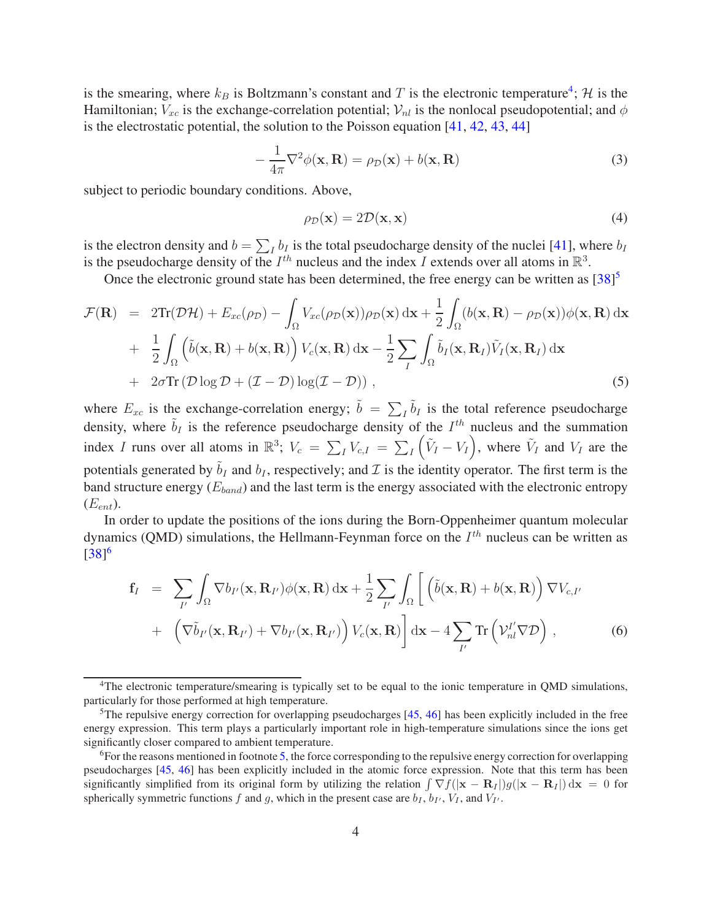is the smearing, where $k_B$ is Boltzmann's constant and $T$ is the electronic temperature[4]; $\mathcal{H}$ is the Hamiltonian; $V_{xc}$ is the exchange-correlation potential; $\mathcal{V}_{nl}$ is the nonlocal pseudopotential; and $\phi$ is the electrostatic potential, the solution to the Poisson equation [41, 42, 43, 44]

$$-\frac{1}{4\pi}\nabla^2\phi(\mathbf{x},\mathbf{R}) = \rho_{\mathcal{D}}(\mathbf{x}) + b(\mathbf{x},\mathbf{R}) \tag{3}$$

subject to periodic boundary conditions. Above,

$$\rho_{\mathcal{D}}(\mathbf{x}) = 2\mathcal{D}(\mathbf{x},\mathbf{x}) \tag{4}$$

is the electron density and $b = \sum_I b_I$ is the total pseudocharge density of the nuclei [41], where $b_I$ is the pseudocharge density of the $I^{th}$ nucleus and the index $I$ extends over all atoms in $\mathbb{R}^3$.

Once the electronic ground state has been determined, the free energy can be written as [38][5]

$$\begin{aligned}
\mathcal{F}(\mathbf{R}) &= 2\mathrm{Tr}(\mathcal{D}\mathcal{H}) + E_{xc}(\rho_{\mathcal{D}}) - \int_\Omega V_{xc}(\rho_{\mathcal{D}}(\mathbf{x}))\rho_{\mathcal{D}}(\mathbf{x})\,\mathrm{d}\mathbf{x} + \frac{1}{2}\int_\Omega (b(\mathbf{x},\mathbf{R}) - \rho_{\mathcal{D}}(\mathbf{x}))\phi(\mathbf{x},\mathbf{R})\,\mathrm{d}\mathbf{x} \\
&+ \frac{1}{2}\int_\Omega \left(\tilde{b}(\mathbf{x},\mathbf{R}) + b(\mathbf{x},\mathbf{R})\right) V_c(\mathbf{x},\mathbf{R})\,\mathrm{d}\mathbf{x} - \frac{1}{2}\sum_I \int_\Omega \tilde{b}_I(\mathbf{x},\mathbf{R}_I)\tilde{V}_I(\mathbf{x},\mathbf{R}_I)\,\mathrm{d}\mathbf{x} \\
&+ 2\sigma \mathrm{Tr}\left(\mathcal{D}\log\mathcal{D} + (\mathcal{I}-\mathcal{D})\log(\mathcal{I}-\mathcal{D})\right),
\end{aligned} \tag{5}$$

where $E_{xc}$ is the exchange-correlation energy; $\tilde{b} = \sum_I \tilde{b}_I$ is the total reference pseudocharge density, where $\tilde{b}_I$ is the reference pseudocharge density of the $I^{th}$ nucleus and the summation index $I$ runs over all atoms in $\mathbb{R}^3$; $V_c = \sum_I V_{c,I} = \sum_I \left(\tilde{V}_I - V_I\right)$, where $\tilde{V}_I$ and $V_I$ are the potentials generated by $\tilde{b}_I$ and $b_I$, respectively; and $\mathcal{I}$ is the identity operator. The first term is the band structure energy ($E_{band}$) and the last term is the energy associated with the electronic entropy ($E_{ent}$).

In order to update the positions of the ions during the Born-Oppenheimer quantum molecular dynamics (QMD) simulations, the Hellmann-Feynman force on the $I^{th}$ nucleus can be written as [38][6]

$$\begin{aligned}
\mathbf{f}_I &= \sum_{I'} \int_\Omega \nabla b_{I'}(\mathbf{x},\mathbf{R}_{I'})\phi(\mathbf{x},\mathbf{R})\,\mathrm{d}\mathbf{x} + \frac{1}{2}\sum_{I'}\int_\Omega \Bigg[ \left(\tilde{b}(\mathbf{x},\mathbf{R}) + b(\mathbf{x},\mathbf{R})\right)\nabla V_{c,I'} \\
&+ \left(\nabla \tilde{b}_{I'}(\mathbf{x},\mathbf{R}_{I'}) + \nabla b_{I'}(\mathbf{x},\mathbf{R}_{I'})\right) V_c(\mathbf{x},\mathbf{R})\Bigg]\,\mathrm{d}\mathbf{x} - 4\sum_{I'} \mathrm{Tr}\left(\mathcal{V}_{nl}^{I'}\nabla\mathcal{D}\right),
\end{aligned} \tag{6}$$

---

[4] The electronic temperature/smearing is typically set to be equal to the ionic temperature in QMD simulations, particularly for those performed at high temperature.

[5] The repulsive energy correction for overlapping pseudocharges [45, 46] has been explicitly included in the free energy expression. This term plays a particularly important role in high-temperature simulations since the ions get significantly closer compared to ambient temperature.

[6] For the reasons mentioned in footnote 5, the force corresponding to the repulsive energy correction for overlapping pseudocharges [45, 46] has been explicitly included in the atomic force expression. Note that this term has been significantly simplified from its original form by utilizing the relation $\int \nabla f(|\mathbf{x}-\mathbf{R}_I|)g(|\mathbf{x}-\mathbf{R}_I|)\,\mathrm{d}\mathbf{x} = 0$ for spherically symmetric functions $f$ and $g$, which in the present case are $b_I$, $b_{I'}$, $V_I$, and $V_{I'}$.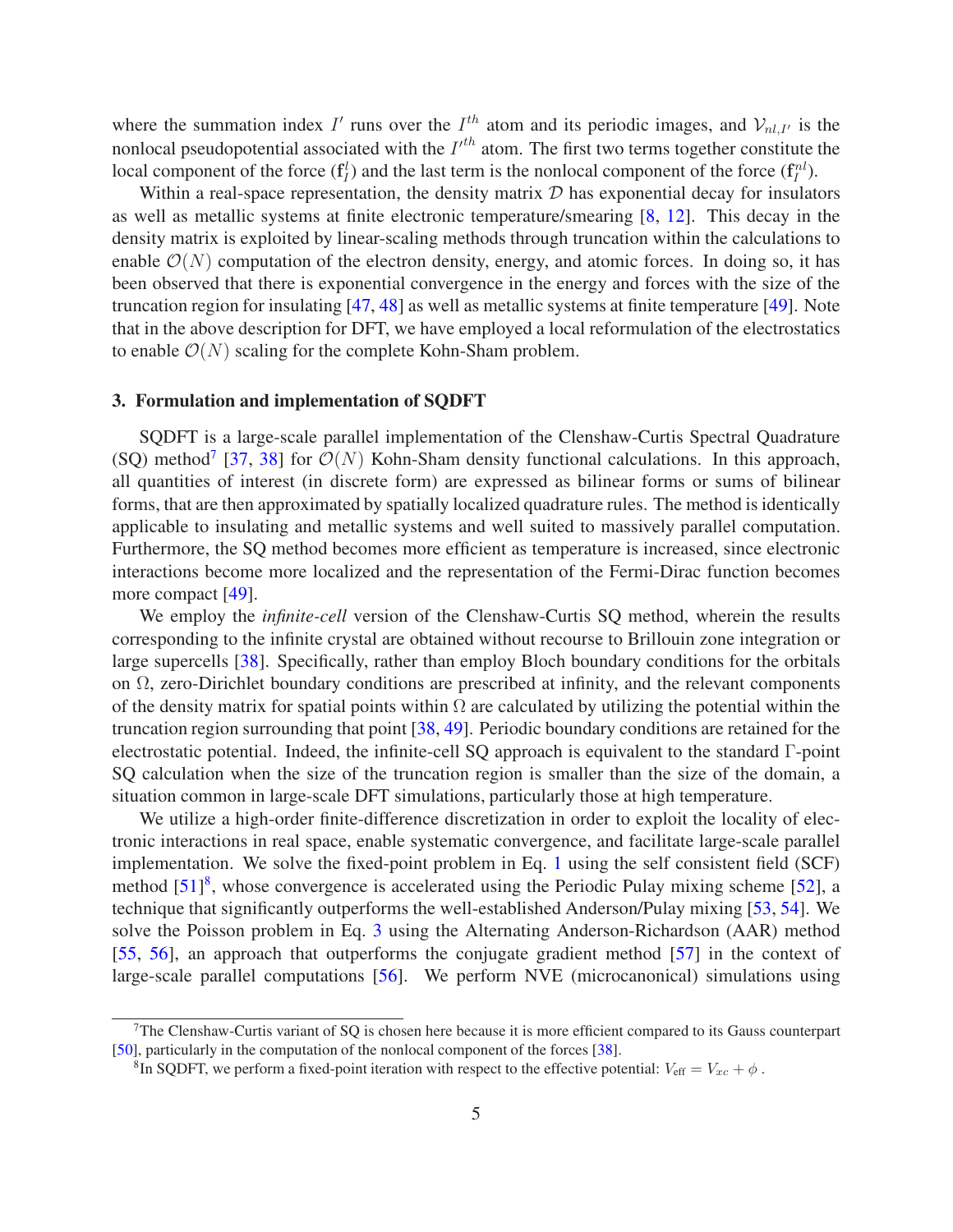where the summation index $I'$ runs over the $I^{th}$ atom and its periodic images, and $\mathcal{V}_{nl,I'}$ is the nonlocal pseudopotential associated with the $I'^{th}$ atom. The first two terms together constitute the local component of the force ($\mathbf{f}_I^l$) and the last term is the nonlocal component of the force ($\mathbf{f}_I^{nl}$).

Within a real-space representation, the density matrix $\mathcal{D}$ has exponential decay for insulators as well as metallic systems at finite electronic temperature/smearing [8, 12]. This decay in the density matrix is exploited by linear-scaling methods through truncation within the calculations to enable $\mathcal{O}(N)$ computation of the electron density, energy, and atomic forces. In doing so, it has been observed that there is exponential convergence in the energy and forces with the size of the truncation region for insulating [47, 48] as well as metallic systems at finite temperature [49]. Note that in the above description for DFT, we have employed a local reformulation of the electrostatics to enable $\mathcal{O}(N)$ scaling for the complete Kohn-Sham problem.

## 3. Formulation and implementation of SQDFT

SQDFT is a large-scale parallel implementation of the Clenshaw-Curtis Spectral Quadrature (SQ) method[7] [37, 38] for $\mathcal{O}(N)$ Kohn-Sham density functional calculations. In this approach, all quantities of interest (in discrete form) are expressed as bilinear forms or sums of bilinear forms, that are then approximated by spatially localized quadrature rules. The method is identically applicable to insulating and metallic systems and well suited to massively parallel computation. Furthermore, the SQ method becomes more efficient as temperature is increased, since electronic interactions become more localized and the representation of the Fermi-Dirac function becomes more compact [49].

We employ the *infinite-cell* version of the Clenshaw-Curtis SQ method, wherein the results corresponding to the infinite crystal are obtained without recourse to Brillouin zone integration or large supercells [38]. Specifically, rather than employ Bloch boundary conditions for the orbitals on $\Omega$, zero-Dirichlet boundary conditions are prescribed at infinity, and the relevant components of the density matrix for spatial points within $\Omega$ are calculated by utilizing the potential within the truncation region surrounding that point [38, 49]. Periodic boundary conditions are retained for the electrostatic potential. Indeed, the infinite-cell SQ approach is equivalent to the standard $\Gamma$-point SQ calculation when the size of the truncation region is smaller than the size of the domain, a situation common in large-scale DFT simulations, particularly those at high temperature.

We utilize a high-order finite-difference discretization in order to exploit the locality of electronic interactions in real space, enable systematic convergence, and facilitate large-scale parallel implementation. We solve the fixed-point problem in Eq. 1 using the self consistent field (SCF) method [51][8], whose convergence is accelerated using the Periodic Pulay mixing scheme [52], a technique that significantly outperforms the well-established Anderson/Pulay mixing [53, 54]. We solve the Poisson problem in Eq. 3 using the Alternating Anderson-Richardson (AAR) method [55, 56], an approach that outperforms the conjugate gradient method [57] in the context of large-scale parallel computations [56]. We perform NVE (microcanonical) simulations using

[7] The Clenshaw-Curtis variant of SQ is chosen here because it is more efficient compared to its Gauss counterpart [50], particularly in the computation of the nonlocal component of the forces [38].

[8] In SQDFT, we perform a fixed-point iteration with respect to the effective potential: $V_{\text{eff}} = V_{xc} + \phi$ .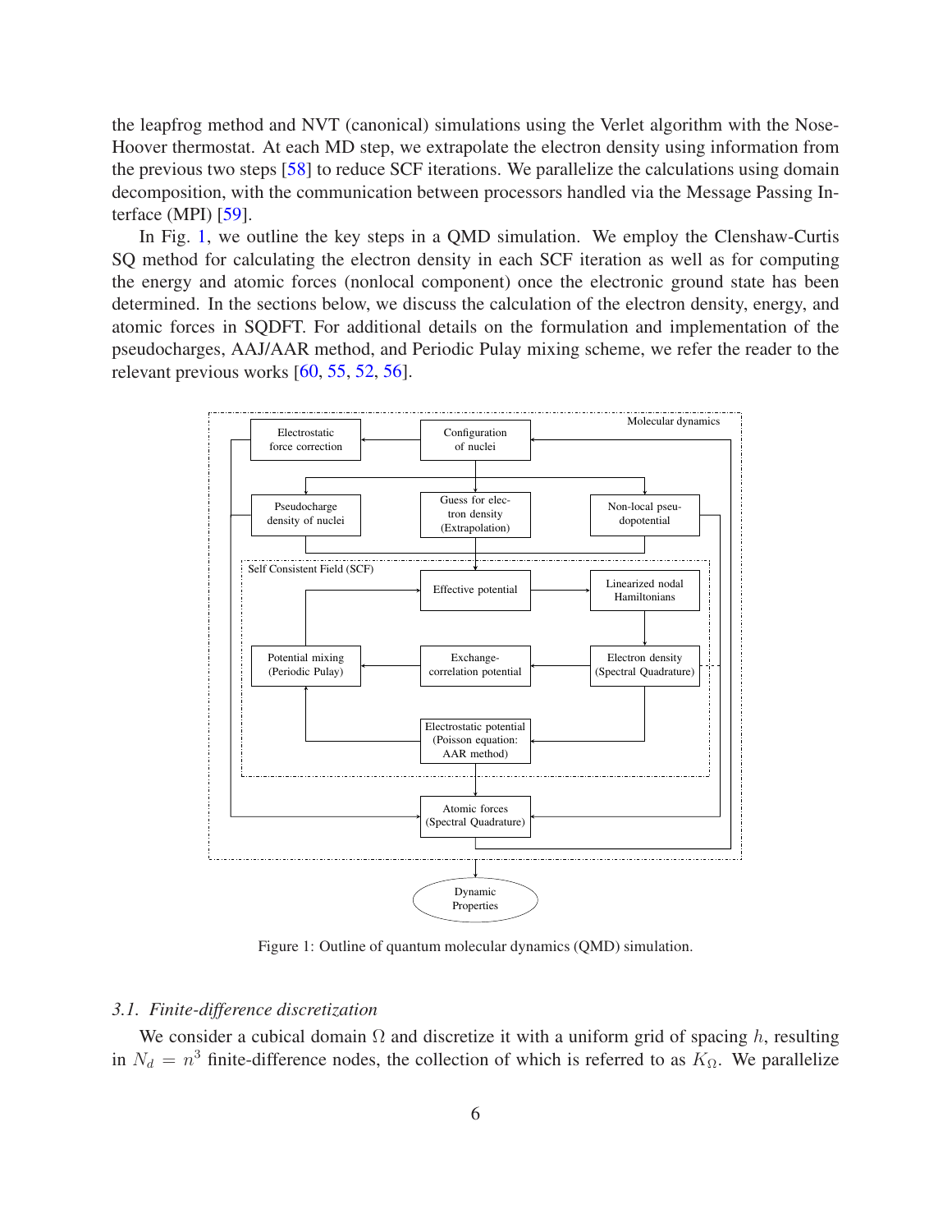the leapfrog method and NVT (canonical) simulations using the Verlet algorithm with the Nose-Hoover thermostat. At each MD step, we extrapolate the electron density using information from the previous two steps [58] to reduce SCF iterations. We parallelize the calculations using domain decomposition, with the communication between processors handled via the Message Passing Interface (MPI) [59].

In Fig. 1, we outline the key steps in a QMD simulation. We employ the Clenshaw-Curtis SQ method for calculating the electron density in each SCF iteration as well as for computing the energy and atomic forces (nonlocal component) once the electronic ground state has been determined. In the sections below, we discuss the calculation of the electron density, energy, and atomic forces in SQDFT. For additional details on the formulation and implementation of the pseudocharges, AAJ/AAR method, and Periodic Pulay mixing scheme, we refer the reader to the relevant previous works [60, 55, 52, 56].

Figure 1: Outline of quantum molecular dynamics (QMD) simulation.

### 3.1. *Finite-difference discretization*

We consider a cubical domain $\Omega$ and discretize it with a uniform grid of spacing $h$, resulting in $N_d = n^3$ finite-difference nodes, the collection of which is referred to as $K_\Omega$. We parallelize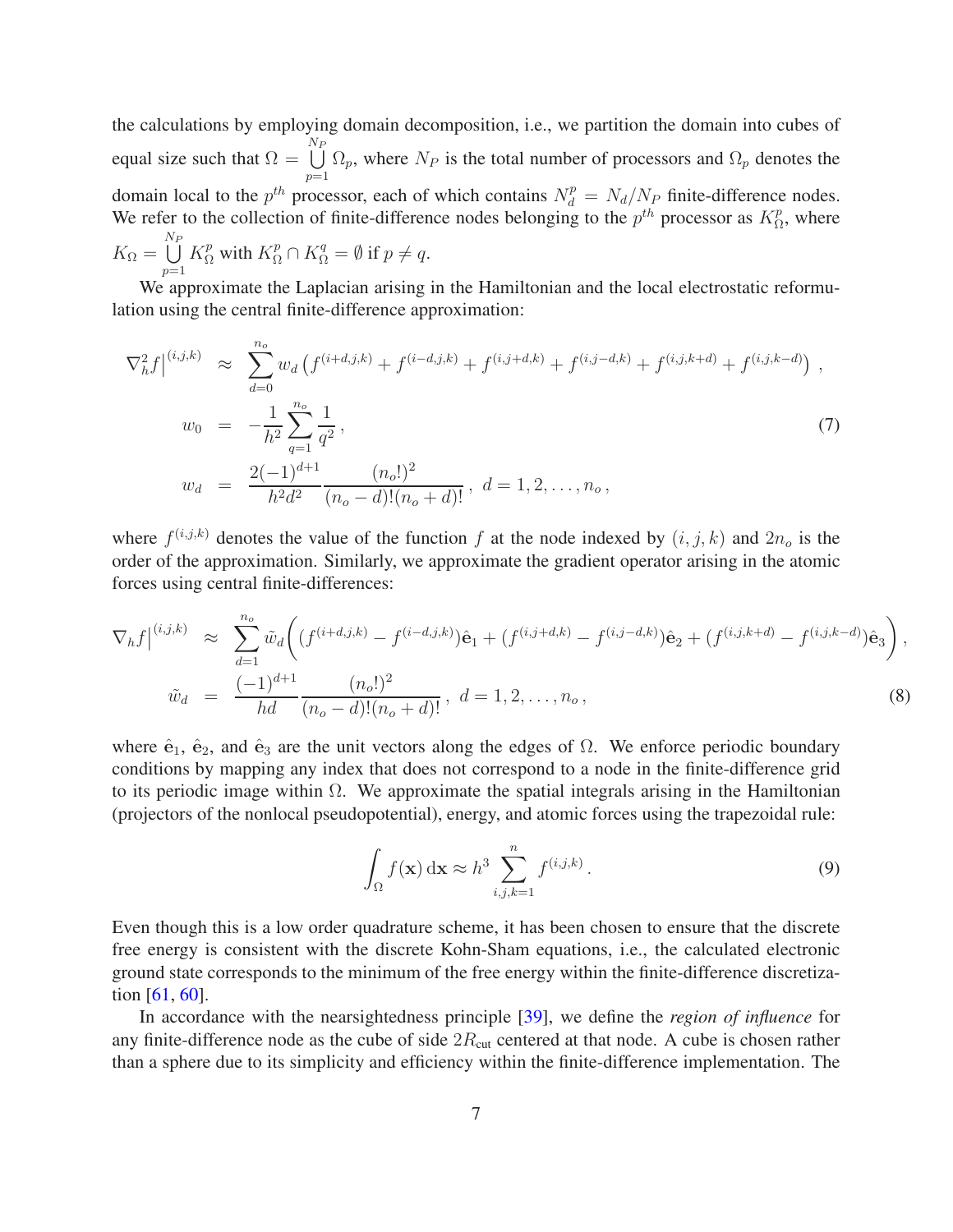the calculations by employing domain decomposition, i.e., we partition the domain into cubes of equal size such that $\Omega = \bigcup_{p=1}^{N_P} \Omega_p$, where $N_P$ is the total number of processors and $\Omega_p$ denotes the domain local to the $p^{th}$ processor, each of which contains $N_d^p = N_d/N_P$ finite-difference nodes. We refer to the collection of finite-difference nodes belonging to the $p^{th}$ processor as $K_\Omega^p$, where $K_\Omega = \bigcup_{p=1}^{N_P} K_\Omega^p$ with $K_\Omega^p \cap K_\Omega^q = \emptyset$ if $p \neq q$.

We approximate the Laplacian arising in the Hamiltonian and the local electrostatic reformulation using the central finite-difference approximation:

$$
\begin{aligned}
\nabla_h^2 f\big|^{(i,j,k)} &\approx \sum_{d=0}^{n_o} w_d \left( f^{(i+d,j,k)} + f^{(i-d,j,k)} + f^{(i,j+d,k)} + f^{(i,j-d,k)} + f^{(i,j,k+d)} + f^{(i,j,k-d)} \right) , \\
w_0 &= -\frac{1}{h^2} \sum_{q=1}^{n_o} \frac{1}{q^2} , \\
w_d &= \frac{2(-1)^{d+1}}{h^2 d^2} \frac{(n_o!)^2}{(n_o-d)!(n_o+d)!} , \; d = 1, 2, \ldots, n_o ,
\end{aligned}
\tag{7}
$$

where $f^{(i,j,k)}$ denotes the value of the function $f$ at the node indexed by $(i,j,k)$ and $2n_o$ is the order of the approximation. Similarly, we approximate the gradient operator arising in the atomic forces using central finite-differences:

$$
\begin{aligned}
\nabla_h f\big|^{(i,j,k)} &\approx \sum_{d=1}^{n_o} \tilde{w}_d \bigg( (f^{(i+d,j,k)} - f^{(i-d,j,k)})\hat{\mathbf{e}}_1 + (f^{(i,j+d,k)} - f^{(i,j-d,k)})\hat{\mathbf{e}}_2 + (f^{(i,j,k+d)} - f^{(i,j,k-d)})\hat{\mathbf{e}}_3 \bigg) , \\
\tilde{w}_d &= \frac{(-1)^{d+1}}{hd} \frac{(n_o!)^2}{(n_o-d)!(n_o+d)!} , \; d = 1, 2, \ldots, n_o ,
\end{aligned}
\tag{8}
$$

where $\hat{\mathbf{e}}_1$, $\hat{\mathbf{e}}_2$, and $\hat{\mathbf{e}}_3$ are the unit vectors along the edges of $\Omega$. We enforce periodic boundary conditions by mapping any index that does not correspond to a node in the finite-difference grid to its periodic image within $\Omega$. We approximate the spatial integrals arising in the Hamiltonian (projectors of the nonlocal pseudopotential), energy, and atomic forces using the trapezoidal rule:

$$
\int_\Omega f(\mathbf{x}) \, \mathrm{d}\mathbf{x} \approx h^3 \sum_{i,j,k=1}^{n} f^{(i,j,k)} . \tag{9}
$$

Even though this is a low order quadrature scheme, it has been chosen to ensure that the discrete free energy is consistent with the discrete Kohn-Sham equations, i.e., the calculated electronic ground state corresponds to the minimum of the free energy within the finite-difference discretization [61, 60].

In accordance with the nearsightedness principle [39], we define the *region of influence* for any finite-difference node as the cube of side $2R_{\text{cut}}$ centered at that node. A cube is chosen rather than a sphere due to its simplicity and efficiency within the finite-difference implementation. The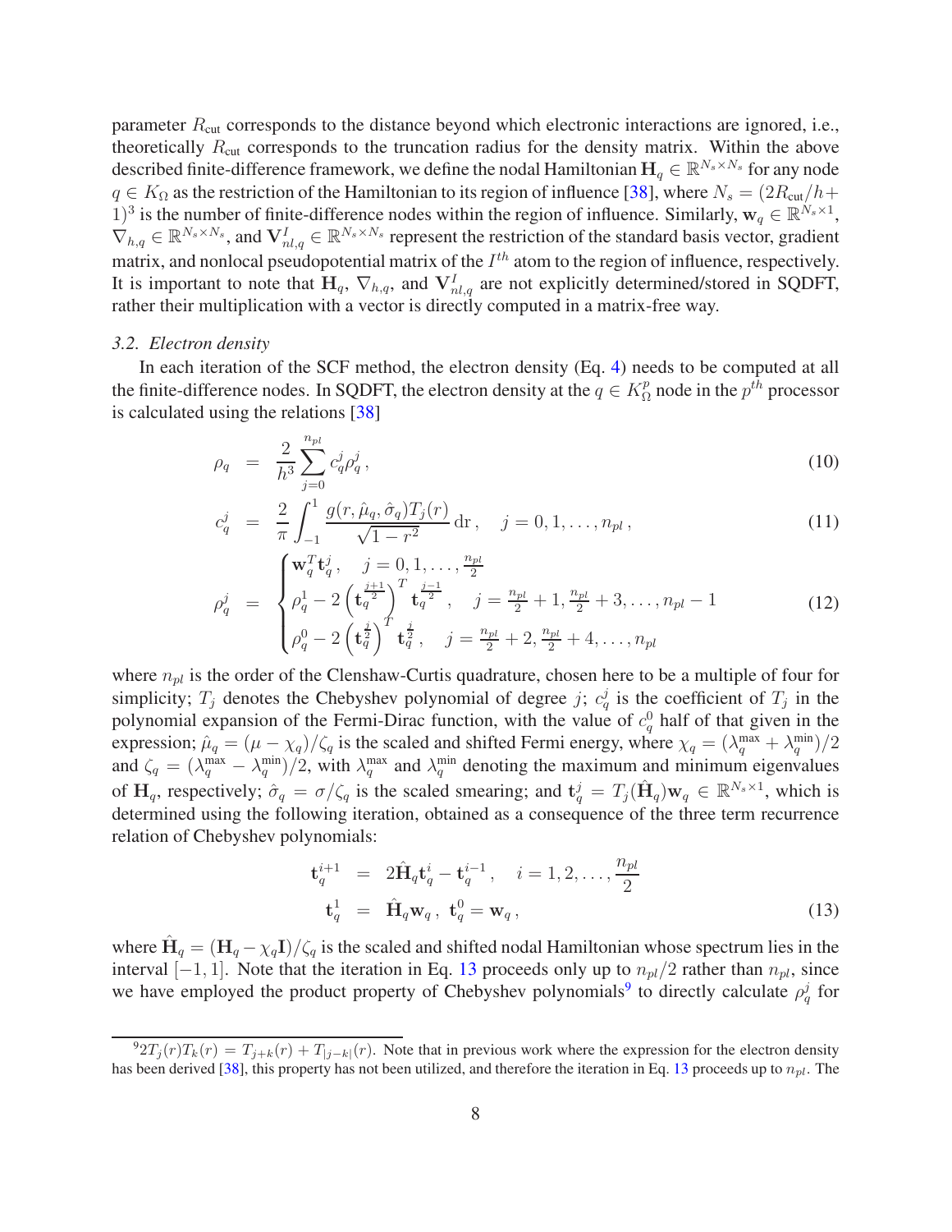parameter $R_{\text{cut}}$ corresponds to the distance beyond which electronic interactions are ignored, i.e., theoretically $R_{\text{cut}}$ corresponds to the truncation radius for the density matrix. Within the above described finite-difference framework, we define the nodal Hamiltonian $\mathbf{H}_q \in \mathbb{R}^{N_s \times N_s}$ for any node $q \in K_\Omega$ as the restriction of the Hamiltonian to its region of influence [38], where $N_s = (2R_{\text{cut}}/h + 1)^3$ is the number of finite-difference nodes within the region of influence. Similarly, $\mathbf{w}_q \in \mathbb{R}^{N_s \times 1}$, $\nabla_{h,q} \in \mathbb{R}^{N_s \times N_s}$, and $\mathbf{V}_{nl,q}^I \in \mathbb{R}^{N_s \times N_s}$ represent the restriction of the standard basis vector, gradient matrix, and nonlocal pseudopotential matrix of the $I^{th}$ atom to the region of influence, respectively. It is important to note that $\mathbf{H}_q$, $\nabla_{h,q}$, and $\mathbf{V}_{nl,q}^I$ are not explicitly determined/stored in SQDFT, rather their multiplication with a vector is directly computed in a matrix-free way.

### 3.2. Electron density

In each iteration of the SCF method, the electron density (Eq. 4) needs to be computed at all the finite-difference nodes. In SQDFT, the electron density at the $q \in K_\Omega^p$ node in the $p^{th}$ processor is calculated using the relations [38]

$$\rho_q = \frac{2}{h^3} \sum_{j=0}^{n_{pl}} c_q^j \rho_q^j \,, \tag{10}$$

$$c_q^j = \frac{2}{\pi} \int_{-1}^{1} \frac{g(r, \hat{\mu}_q, \hat{\sigma}_q) T_j(r)}{\sqrt{1-r^2}} \, \mathrm{d}r \,, \quad j = 0, 1, \ldots, n_{pl} \,, \tag{11}$$

$$\rho_q^j = \begin{cases} \mathbf{w}_q^T \mathbf{t}_q^j \,, & j = 0, 1, \ldots, \frac{n_{pl}}{2} \\ \rho_q^1 - 2 \left( \mathbf{t}_q^{\frac{j+1}{2}} \right)^T \mathbf{t}_q^{\frac{j-1}{2}} \,, & j = \frac{n_{pl}}{2} + 1, \frac{n_{pl}}{2} + 3, \ldots, n_{pl} - 1 \\ \rho_q^0 - 2 \left( \mathbf{t}_q^{\frac{j}{2}} \right)^T \mathbf{t}_q^{\frac{j}{2}} \,, & j = \frac{n_{pl}}{2} + 2, \frac{n_{pl}}{2} + 4, \ldots, n_{pl} \end{cases} \tag{12}$$

where $n_{pl}$ is the order of the Clenshaw-Curtis quadrature, chosen here to be a multiple of four for simplicity; $T_j$ denotes the Chebyshev polynomial of degree $j$; $c_q^j$ is the coefficient of $T_j$ in the polynomial expansion of the Fermi-Dirac function, with the value of $c_q^0$ half of that given in the expression; $\hat{\mu}_q = (\mu - \chi_q)/\zeta_q$ is the scaled and shifted Fermi energy, where $\chi_q = (\lambda_q^{\max} + \lambda_q^{\min})/2$ and $\zeta_q = (\lambda_q^{\max} - \lambda_q^{\min})/2$, with $\lambda_q^{\max}$ and $\lambda_q^{\min}$ denoting the maximum and minimum eigenvalues of $\mathbf{H}_q$, respectively; $\hat{\sigma}_q = \sigma/\zeta_q$ is the scaled smearing; and $\mathbf{t}_q^j = T_j(\hat{\mathbf{H}}_q)\mathbf{w}_q \in \mathbb{R}^{N_s \times 1}$, which is determined using the following iteration, obtained as a consequence of the three term recurrence relation of Chebyshev polynomials:

$$\begin{aligned} \mathbf{t}_q^{i+1} &= 2\hat{\mathbf{H}}_q \mathbf{t}_q^i - \mathbf{t}_q^{i-1} \,, \quad i = 1, 2, \ldots, \frac{n_{pl}}{2} \\ \mathbf{t}_q^1 &= \hat{\mathbf{H}}_q \mathbf{w}_q \,, \; \mathbf{t}_q^0 = \mathbf{w}_q \,, \end{aligned} \tag{13}$$

where $\hat{\mathbf{H}}_q = (\mathbf{H}_q - \chi_q \mathbf{I})/\zeta_q$ is the scaled and shifted nodal Hamiltonian whose spectrum lies in the interval $[-1, 1]$. Note that the iteration in Eq. 13 proceeds only up to $n_{pl}/2$ rather than $n_{pl}$, since we have employed the product property of Chebyshev polynomials[9] to directly calculate $\rho_q^j$ for

---

[9] $2T_j(r)T_k(r) = T_{j+k}(r) + T_{|j-k|}(r)$. Note that in previous work where the expression for the electron density has been derived [38], this property has not been utilized, and therefore the iteration in Eq. 13 proceeds up to $n_{pl}$. The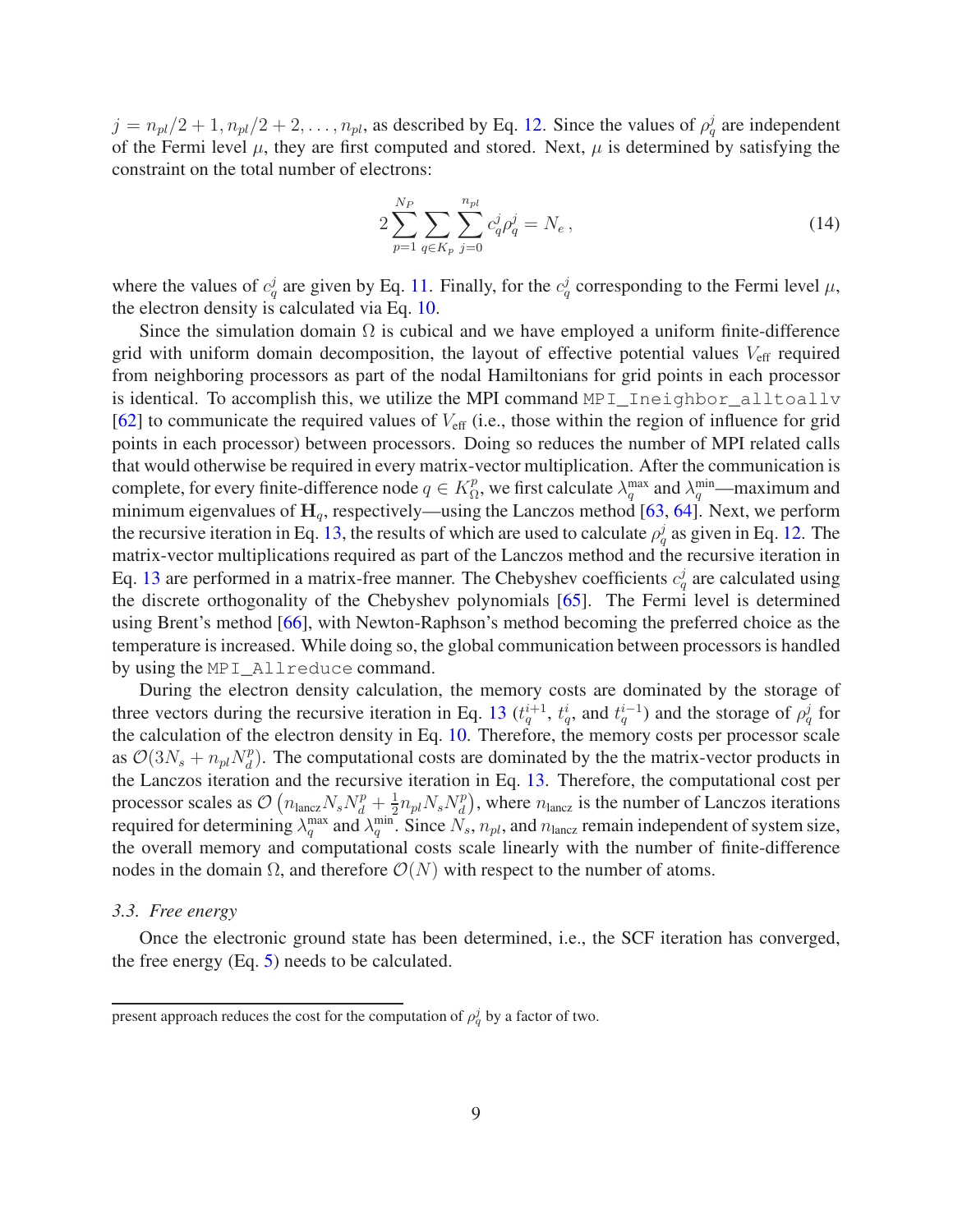$j = n_{pl}/2+1, n_{pl}/2+2, \ldots, n_{pl}$, as described by Eq. 12. Since the values of $\rho_q^j$ are independent of the Fermi level $\mu$, they are first computed and stored. Next, $\mu$ is determined by satisfying the constraint on the total number of electrons:

$$2\sum_{p=1}^{N_P}\sum_{q\in K_p}\sum_{j=0}^{n_{pl}} c_q^j \rho_q^j = N_e\,, \tag{14}$$

where the values of $c_q^j$ are given by Eq. 11. Finally, for the $c_q^j$ corresponding to the Fermi level $\mu$, the electron density is calculated via Eq. 10.

Since the simulation domain $\Omega$ is cubical and we have employed a uniform finite-difference grid with uniform domain decomposition, the layout of effective potential values $V_{\text{eff}}$ required from neighboring processors as part of the nodal Hamiltonians for grid points in each processor is identical. To accomplish this, we utilize the MPI command `MPI_Ineighbor_alltoallv` [62] to communicate the required values of $V_{\text{eff}}$ (i.e., those within the region of influence for grid points in each processor) between processors. Doing so reduces the number of MPI related calls that would otherwise be required in every matrix-vector multiplication. After the communication is complete, for every finite-difference node $q \in K_\Omega^p$, we first calculate $\lambda_q^{\max}$ and $\lambda_q^{\min}$—maximum and minimum eigenvalues of $\mathbf{H}_q$, respectively—using the Lanczos method [63, 64]. Next, we perform the recursive iteration in Eq. 13, the results of which are used to calculate $\rho_q^j$ as given in Eq. 12. The matrix-vector multiplications required as part of the Lanczos method and the recursive iteration in Eq. 13 are performed in a matrix-free manner. The Chebyshev coefficients $c_q^j$ are calculated using the discrete orthogonality of the Chebyshev polynomials [65]. The Fermi level is determined using Brent's method [66], with Newton-Raphson's method becoming the preferred choice as the temperature is increased. While doing so, the global communication between processors is handled by using the `MPI_Allreduce` command.

During the electron density calculation, the memory costs are dominated by the storage of three vectors during the recursive iteration in Eq. 13 ($t_q^{i+1}$, $t_q^i$, and $t_q^{i-1}$) and the storage of $\rho_q^j$ for the calculation of the electron density in Eq. 10. Therefore, the memory costs per processor scale as $\mathcal{O}(3N_s + n_{pl}N_d^p)$. The computational costs are dominated by the the matrix-vector products in the Lanczos iteration and the recursive iteration in Eq. 13. Therefore, the computational cost per processor scales as $\mathcal{O}\left(n_{\text{lancz}}N_sN_d^p + \frac{1}{2}n_{pl}N_sN_d^p\right)$, where $n_{\text{lancz}}$ is the number of Lanczos iterations required for determining $\lambda_q^{\max}$ and $\lambda_q^{\min}$. Since $N_s$, $n_{pl}$, and $n_{\text{lancz}}$ remain independent of system size, the overall memory and computational costs scale linearly with the number of finite-difference nodes in the domain $\Omega$, and therefore $\mathcal{O}(N)$ with respect to the number of atoms.

### 3.3. Free energy

Once the electronic ground state has been determined, i.e., the SCF iteration has converged, the free energy (Eq. 5) needs to be calculated.

---

present approach reduces the cost for the computation of $\rho_q^j$ by a factor of two.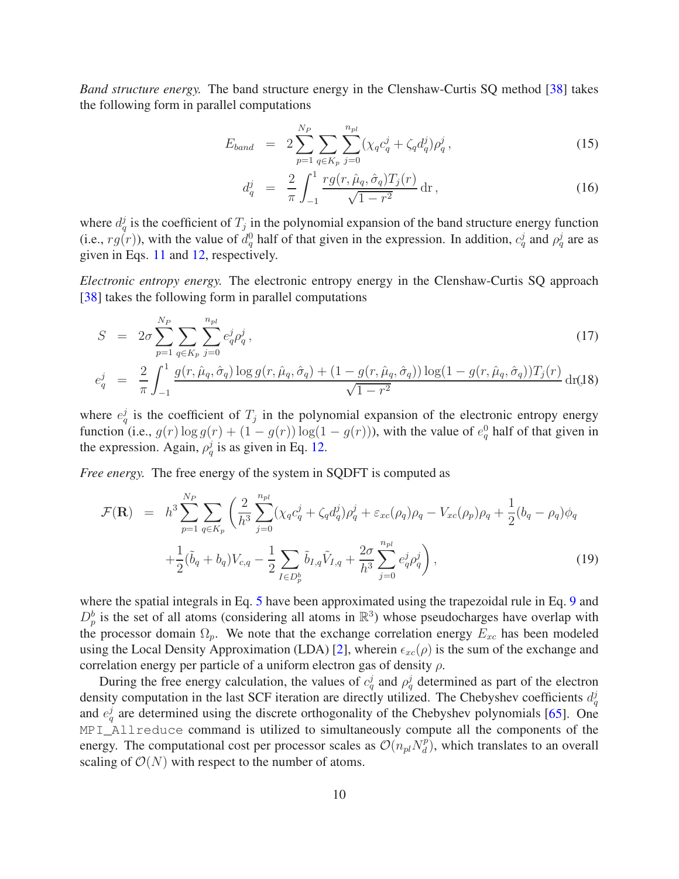*Band structure energy.* The band structure energy in the Clenshaw-Curtis SQ method [38] takes the following form in parallel computations

$$
\begin{aligned}
E_{band} &= 2\sum_{p=1}^{N_P}\sum_{q\in K_p}\sum_{j=0}^{n_{pl}}(\chi_q c_q^j + \zeta_q d_q^j)\rho_q^j \,, \qquad (15)\\
d_q^j &= \frac{2}{\pi}\int_{-1}^{1}\frac{rg(r,\hat{\mu}_q,\hat{\sigma}_q)T_j(r)}{\sqrt{1-r^2}}\,\mathrm{d}r \,, \qquad (16)
\end{aligned}
$$

where $d_q^j$ is the coefficient of $T_j$ in the polynomial expansion of the band structure energy function (i.e., $rg(r)$), with the value of $d_q^0$ half of that given in the expression. In addition, $c_q^j$ and $\rho_q^j$ are as given in Eqs. 11 and 12, respectively.

*Electronic entropy energy.* The electronic entropy energy in the Clenshaw-Curtis SQ approach [38] takes the following form in parallel computations

$$
\begin{aligned}
S &= 2\sigma\sum_{p=1}^{N_P}\sum_{q\in K_p}\sum_{j=0}^{n_{pl}} e_q^j\rho_q^j \,, \qquad (17)\\
e_q^j &= \frac{2}{\pi}\int_{-1}^{1}\frac{g(r,\hat{\mu}_q,\hat{\sigma}_q)\log g(r,\hat{\mu}_q,\hat{\sigma}_q) + (1-g(r,\hat{\mu}_q,\hat{\sigma}_q))\log(1-g(r,\hat{\mu}_q,\hat{\sigma}_q))T_j(r)}{\sqrt{1-r^2}}\,\mathrm{d}r \qquad (18)
\end{aligned}
$$

where $e_q^j$ is the coefficient of $T_j$ in the polynomial expansion of the electronic entropy energy function (i.e., $g(r)\log g(r) + (1-g(r))\log(1-g(r))$), with the value of $e_q^0$ half of that given in the expression. Again, $\rho_q^j$ is as given in Eq. 12.

*Free energy.* The free energy of the system in SQDFT is computed as

$$
\begin{aligned}
\mathcal{F}(\mathbf{R}) &= h^3\sum_{p=1}^{N_P}\sum_{q\in K_p}\Bigg(\frac{2}{h^3}\sum_{j=0}^{n_{pl}}(\chi_q c_q^j + \zeta_q d_q^j)\rho_q^j + \varepsilon_{xc}(\rho_q)\rho_q - V_{xc}(\rho_p)\rho_q + \frac{1}{2}(b_q-\rho_q)\phi_q \\
&\quad + \frac{1}{2}(\tilde{b}_q + b_q)V_{c,q} - \frac{1}{2}\sum_{I\in D_p^b}\tilde{b}_{I,q}\tilde{V}_{I,q} + \frac{2\sigma}{h^3}\sum_{j=0}^{n_{pl}} e_q^j\rho_q^j\Bigg) \,, \qquad (19)
\end{aligned}
$$

where the spatial integrals in Eq. 5 have been approximated using the trapezoidal rule in Eq. 9 and $D_p^b$ is the set of all atoms (considering all atoms in $\mathbb{R}^3$) whose pseudocharges have overlap with the processor domain $\Omega_p$. We note that the exchange correlation energy $E_{xc}$ has been modeled using the Local Density Approximation (LDA) [2], wherein $\epsilon_{xc}(\rho)$ is the sum of the exchange and correlation energy per particle of a uniform electron gas of density $\rho$.

During the free energy calculation, the values of $c_q^j$ and $\rho_q^j$ determined as part of the electron density computation in the last SCF iteration are directly utilized. The Chebyshev coefficients $d_q^j$ and $e_q^j$ are determined using the discrete orthogonality of the Chebyshev polynomials [65]. One `MPI_Allreduce` command is utilized to simultaneously compute all the components of the energy. The computational cost per processor scales as $\mathcal{O}(n_{pl}N_d^p)$, which translates to an overall scaling of $\mathcal{O}(N)$ with respect to the number of atoms.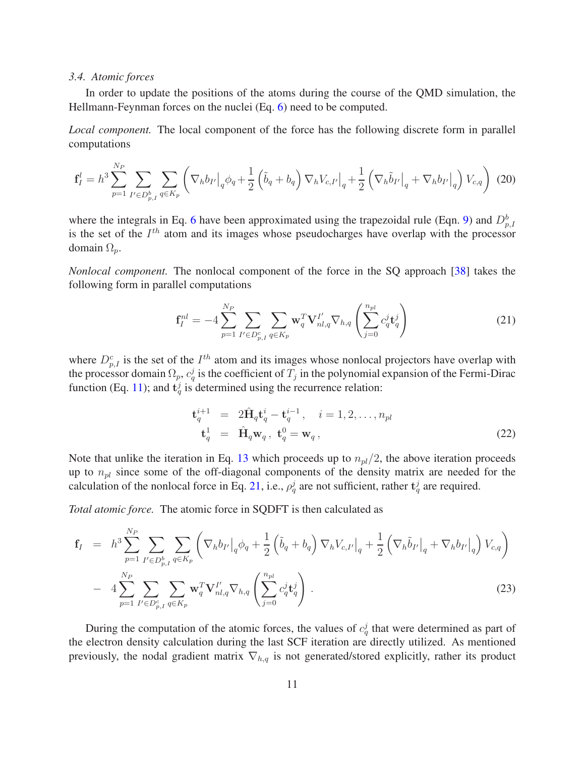### 3.4. Atomic forces

In order to update the positions of the atoms during the course of the QMD simulation, the Hellmann-Feynman forces on the nuclei (Eq. 6) need to be computed.

*Local component.* The local component of the force has the following discrete form in parallel computations

$$\mathbf{f}_I^l = h^3 \sum_{p=1}^{N_P} \sum_{I' \in D_{p,I}^b} \sum_{q \in K_p} \left( \nabla_h b_{I'} \big|_q \phi_q + \frac{1}{2} \left( \tilde{b}_q + b_q \right) \nabla_h V_{c,I'} \big|_q + \frac{1}{2} \left( \nabla_h \tilde{b}_{I'} \big|_q + \nabla_h b_{I'} \big|_q \right) V_{c,q} \right) \quad (20)$$

where the integrals in Eq. 6 have been approximated using the trapezoidal rule (Eqn. 9) and $D_{p,I}^b$ is the set of the $I^{th}$ atom and its images whose pseudocharges have overlap with the processor domain $\Omega_p$.

*Nonlocal component.* The nonlocal component of the force in the SQ approach [38] takes the following form in parallel computations

$$\mathbf{f}_I^{nl} = -4 \sum_{p=1}^{N_P} \sum_{I' \in D_{p,I}^c} \sum_{q \in K_p} \mathbf{w}_q^T \mathbf{V}_{nl,q}^{I'} \nabla_{h,q} \left( \sum_{j=0}^{n_{pl}} c_q^j \mathbf{t}_q^j \right) \quad (21)$$

where $D_{p,I}^c$ is the set of the $I^{th}$ atom and its images whose nonlocal projectors have overlap with the processor domain $\Omega_p$, $c_q^j$ is the coefficient of $T_j$ in the polynomial expansion of the Fermi-Dirac function (Eq. 11); and $\mathbf{t}_q^j$ is determined using the recurrence relation:

$$\begin{aligned} \mathbf{t}_q^{i+1} &= 2\hat{\mathbf{H}}_q \mathbf{t}_q^i - \mathbf{t}_q^{i-1}, \quad i = 1, 2, \ldots, n_{pl} \\ \mathbf{t}_q^1 &= \hat{\mathbf{H}}_q \mathbf{w}_q, \ \mathbf{t}_q^0 = \mathbf{w}_q, \end{aligned} \quad (22)$$

Note that unlike the iteration in Eq. 13 which proceeds up to $n_{pl}/2$, the above iteration proceeds up to $n_{pl}$ since some of the off-diagonal components of the density matrix are needed for the calculation of the nonlocal force in Eq. 21, i.e., $\rho_q^j$ are not sufficient, rather $\mathbf{t}_q^j$ are required.

*Total atomic force.* The atomic force in SQDFT is then calculated as

$$\begin{aligned} \mathbf{f}_I &= h^3 \sum_{p=1}^{N_P} \sum_{I' \in D_{p,I}^b} \sum_{q \in K_p} \left( \nabla_h b_{I'} \big|_q \phi_q + \frac{1}{2} \left( \tilde{b}_q + b_q \right) \nabla_h V_{c,I'} \big|_q + \frac{1}{2} \left( \nabla_h \tilde{b}_{I'} \big|_q + \nabla_h b_{I'} \big|_q \right) V_{c,q} \right) \\ &- 4 \sum_{p=1}^{N_P} \sum_{I' \in D_{p,I}^c} \sum_{q \in K_p} \mathbf{w}_q^T \mathbf{V}_{nl,q}^{I'} \nabla_{h,q} \left( \sum_{j=0}^{n_{pl}} c_q^j \mathbf{t}_q^j \right). \end{aligned} \quad (23)$$

During the computation of the atomic forces, the values of $c_q^j$ that were determined as part of the electron density calculation during the last SCF iteration are directly utilized. As mentioned previously, the nodal gradient matrix $\nabla_{h,q}$ is not generated/stored explicitly, rather its product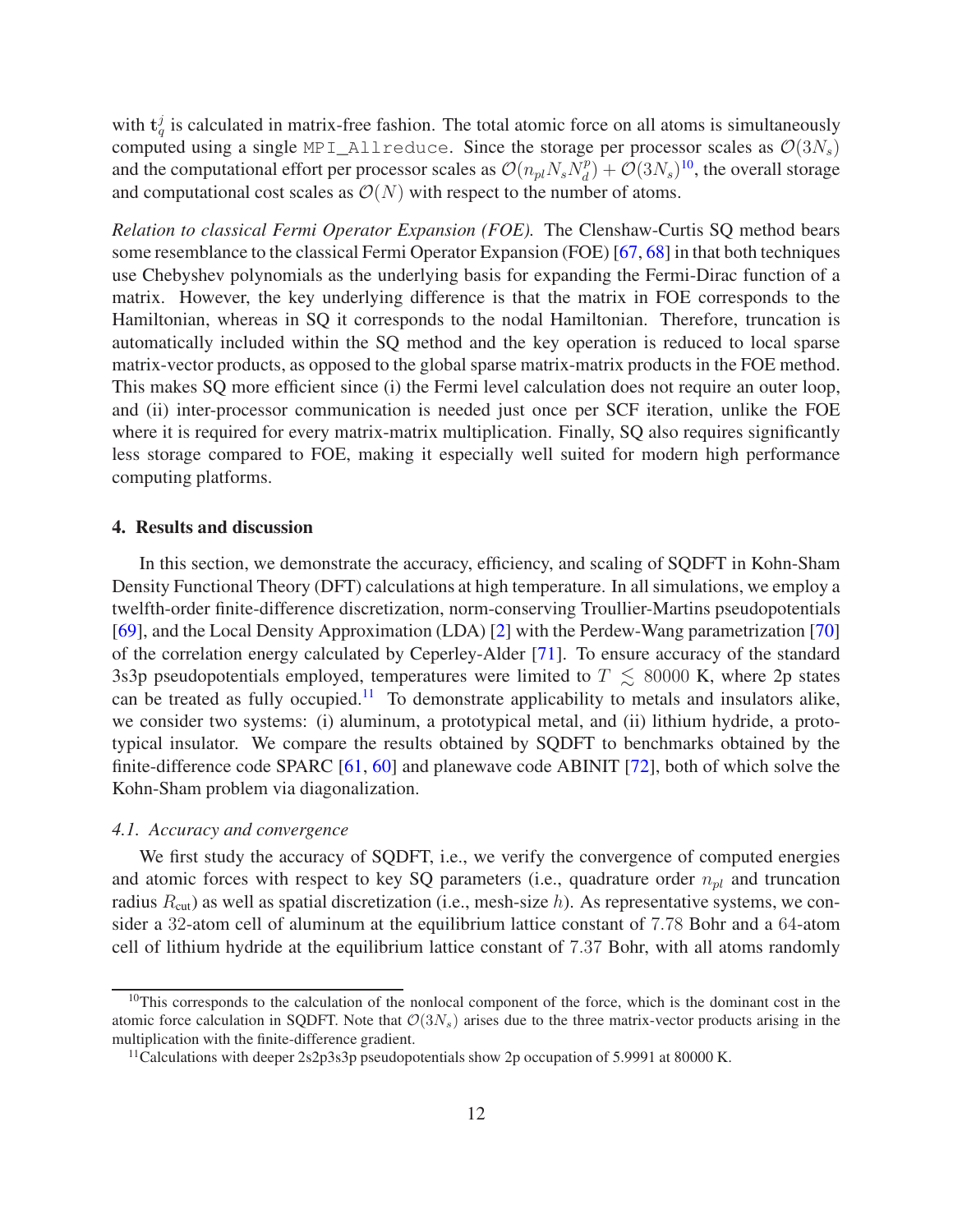with $\mathbf{t}_q^j$ is calculated in matrix-free fashion. The total atomic force on all atoms is simultaneously computed using a single `MPI_Allreduce`. Since the storage per processor scales as $\mathcal{O}(3N_s)$ and the computational effort per processor scales as $\mathcal{O}(n_{pl}N_sN_d^p) + \mathcal{O}(3N_s)$[10], the overall storage and computational cost scales as $\mathcal{O}(N)$ with respect to the number of atoms.

*Relation to classical Fermi Operator Expansion (FOE).* The Clenshaw-Curtis SQ method bears some resemblance to the classical Fermi Operator Expansion (FOE) [67, 68] in that both techniques use Chebyshev polynomials as the underlying basis for expanding the Fermi-Dirac function of a matrix. However, the key underlying difference is that the matrix in FOE corresponds to the Hamiltonian, whereas in SQ it corresponds to the nodal Hamiltonian. Therefore, truncation is automatically included within the SQ method and the key operation is reduced to local sparse matrix-vector products, as opposed to the global sparse matrix-matrix products in the FOE method. This makes SQ more efficient since (i) the Fermi level calculation does not require an outer loop, and (ii) inter-processor communication is needed just once per SCF iteration, unlike the FOE where it is required for every matrix-matrix multiplication. Finally, SQ also requires significantly less storage compared to FOE, making it especially well suited for modern high performance computing platforms.

## 4. Results and discussion

In this section, we demonstrate the accuracy, efficiency, and scaling of SQDFT in Kohn-Sham Density Functional Theory (DFT) calculations at high temperature. In all simulations, we employ a twelfth-order finite-difference discretization, norm-conserving Troullier-Martins pseudopotentials [69], and the Local Density Approximation (LDA) [2] with the Perdew-Wang parametrization [70] of the correlation energy calculated by Ceperley-Alder [71]. To ensure accuracy of the standard 3s3p pseudopotentials employed, temperatures were limited to $T \lesssim 80000$ K, where 2p states can be treated as fully occupied.[11] To demonstrate applicability to metals and insulators alike, we consider two systems: (i) aluminum, a prototypical metal, and (ii) lithium hydride, a prototypical insulator. We compare the results obtained by SQDFT to benchmarks obtained by the finite-difference code SPARC [61, 60] and planewave code ABINIT [72], both of which solve the Kohn-Sham problem via diagonalization.

### 4.1. Accuracy and convergence

We first study the accuracy of SQDFT, i.e., we verify the convergence of computed energies and atomic forces with respect to key SQ parameters (i.e., quadrature order $n_{pl}$ and truncation radius $R_{\text{cut}}$) as well as spatial discretization (i.e., mesh-size $h$). As representative systems, we consider a 32-atom cell of aluminum at the equilibrium lattice constant of 7.78 Bohr and a 64-atom cell of lithium hydride at the equilibrium lattice constant of 7.37 Bohr, with all atoms randomly

[10] This corresponds to the calculation of the nonlocal component of the force, which is the dominant cost in the atomic force calculation in SQDFT. Note that $\mathcal{O}(3N_s)$ arises due to the three matrix-vector products arising in the multiplication with the finite-difference gradient.

[11] Calculations with deeper 2s2p3s3p pseudopotentials show 2p occupation of 5.9991 at 80000 K.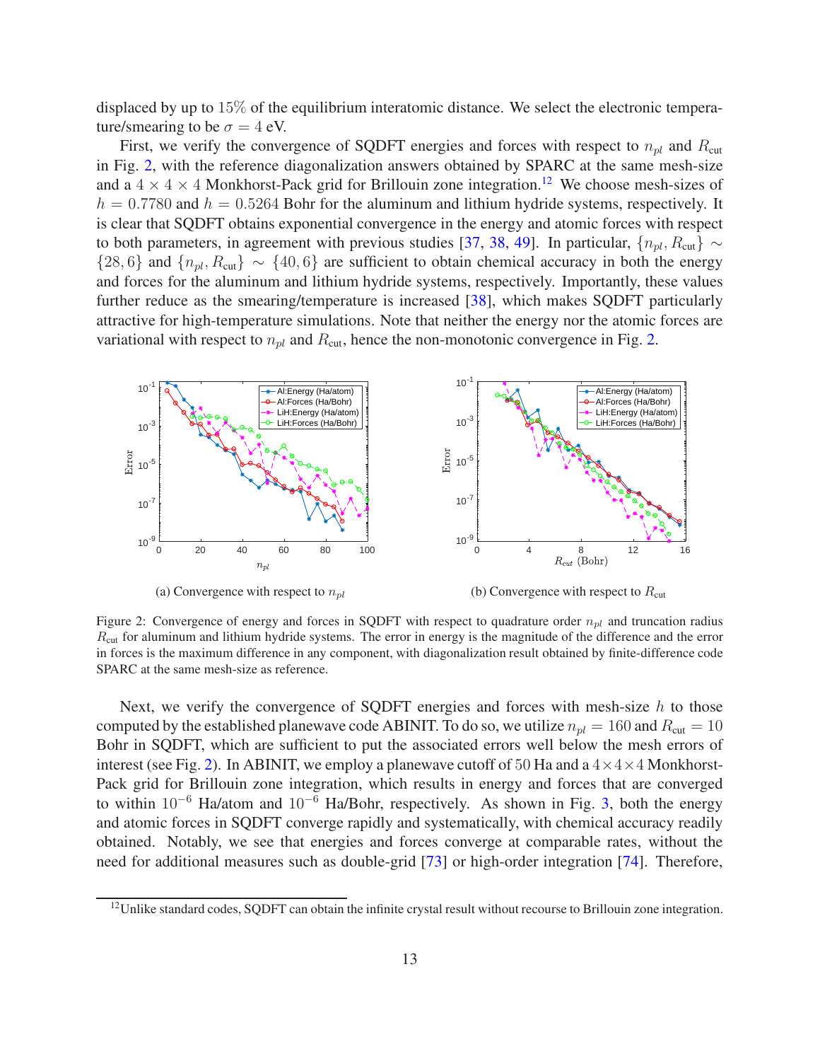displaced by up to 15% of the equilibrium interatomic distance. We select the electronic temperature/smearing to be $\sigma = 4$ eV.

First, we verify the convergence of SQDFT energies and forces with respect to $n_{pl}$ and $R_{\text{cut}}$ in Fig. 2, with the reference diagonalization answers obtained by SPARC at the same mesh-size and a $4 \times 4 \times 4$ Monkhorst-Pack grid for Brillouin zone integration.[12] We choose mesh-sizes of $h = 0.7780$ and $h = 0.5264$ Bohr for the aluminum and lithium hydride systems, respectively. It is clear that SQDFT obtains exponential convergence in the energy and atomic forces with respect to both parameters, in agreement with previous studies [37, 38, 49]. In particular, $\{n_{pl}, R_{\text{cut}}\} \sim \{28, 6\}$ and $\{n_{pl}, R_{\text{cut}}\} \sim \{40, 6\}$ are sufficient to obtain chemical accuracy in both the energy and forces for the aluminum and lithium hydride systems, respectively. Importantly, these values further reduce as the smearing/temperature is increased [38], which makes SQDFT particularly attractive for high-temperature simulations. Note that neither the energy nor the atomic forces are variational with respect to $n_{pl}$ and $R_{\text{cut}}$, hence the non-monotonic convergence in Fig. 2.

(a) Convergence with respect to $n_{pl}$

(b) Convergence with respect to $R_{\text{cut}}$

Figure 2: Convergence of energy and forces in SQDFT with respect to quadrature order $n_{pl}$ and truncation radius $R_{\text{cut}}$ for aluminum and lithium hydride systems. The error in energy is the magnitude of the difference and the error in forces is the maximum difference in any component, with diagonalization result obtained by finite-difference code SPARC at the same mesh-size as reference.

Next, we verify the convergence of SQDFT energies and forces with mesh-size $h$ to those computed by the established planewave code ABINIT. To do so, we utilize $n_{pl} = 160$ and $R_{\text{cut}} = 10$ Bohr in SQDFT, which are sufficient to put the associated errors well below the mesh errors of interest (see Fig. 2). In ABINIT, we employ a planewave cutoff of 50 Ha and a $4 \times 4 \times 4$ Monkhorst-Pack grid for Brillouin zone integration, which results in energy and forces that are converged to within $10^{-6}$ Ha/atom and $10^{-6}$ Ha/Bohr, respectively. As shown in Fig. 3, both the energy and atomic forces in SQDFT converge rapidly and systematically, with chemical accuracy readily obtained. Notably, we see that energies and forces converge at comparable rates, without the need for additional measures such as double-grid [73] or high-order integration [74]. Therefore,

[12] Unlike standard codes, SQDFT can obtain the infinite crystal result without recourse to Brillouin zone integration.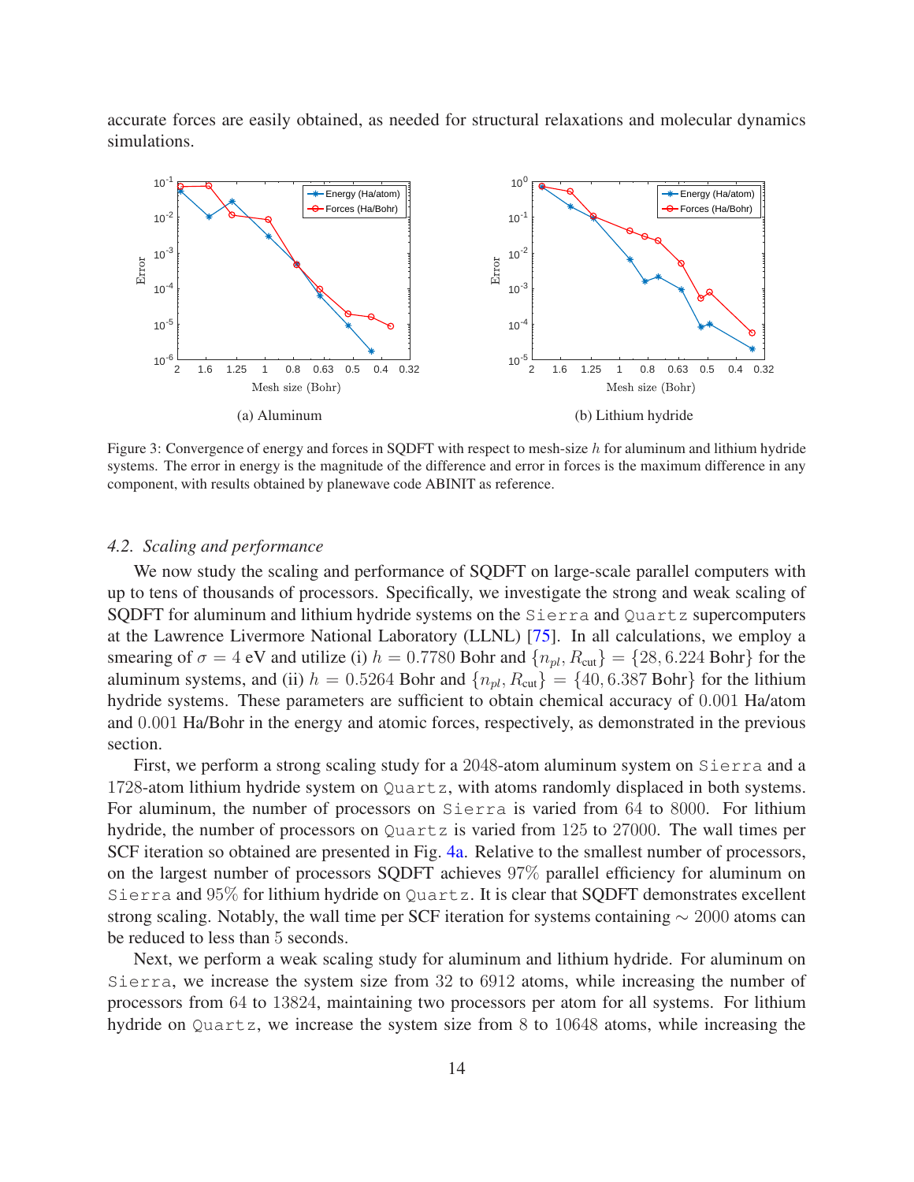accurate forces are easily obtained, as needed for structural relaxations and molecular dynamics simulations.

(a) Aluminum

(b) Lithium hydride

Figure 3: Convergence of energy and forces in SQDFT with respect to mesh-size $h$ for aluminum and lithium hydride systems. The error in energy is the magnitude of the difference and error in forces is the maximum difference in any component, with results obtained by planewave code ABINIT as reference.

### 4.2. Scaling and performance

We now study the scaling and performance of SQDFT on large-scale parallel computers with up to tens of thousands of processors. Specifically, we investigate the strong and weak scaling of SQDFT for aluminum and lithium hydride systems on the `Sierra` and `Quartz` supercomputers at the Lawrence Livermore National Laboratory (LLNL) [75]. In all calculations, we employ a smearing of $\sigma = 4$ eV and utilize (i) $h = 0.7780$ Bohr and $\{n_{pl}, R_{\text{cut}}\} = \{28, 6.224 \text{ Bohr}\}$ for the aluminum systems, and (ii) $h = 0.5264$ Bohr and $\{n_{pl}, R_{\text{cut}}\} = \{40, 6.387 \text{ Bohr}\}$ for the lithium hydride systems. These parameters are sufficient to obtain chemical accuracy of $0.001$ Ha/atom and $0.001$ Ha/Bohr in the energy and atomic forces, respectively, as demonstrated in the previous section.

First, we perform a strong scaling study for a $2048$-atom aluminum system on `Sierra` and a $1728$-atom lithium hydride system on `Quartz`, with atoms randomly displaced in both systems. For aluminum, the number of processors on `Sierra` is varied from $64$ to $8000$. For lithium hydride, the number of processors on `Quartz` is varied from $125$ to $27000$. The wall times per SCF iteration so obtained are presented in Fig. 4a. Relative to the smallest number of processors, on the largest number of processors SQDFT achieves $97\%$ parallel efficiency for aluminum on `Sierra` and $95\%$ for lithium hydride on `Quartz`. It is clear that SQDFT demonstrates excellent strong scaling. Notably, the wall time per SCF iteration for systems containing $\sim 2000$ atoms can be reduced to less than $5$ seconds.

Next, we perform a weak scaling study for aluminum and lithium hydride. For aluminum on `Sierra`, we increase the system size from $32$ to $6912$ atoms, while increasing the number of processors from $64$ to $13824$, maintaining two processors per atom for all systems. For lithium hydride on `Quartz`, we increase the system size from $8$ to $10648$ atoms, while increasing the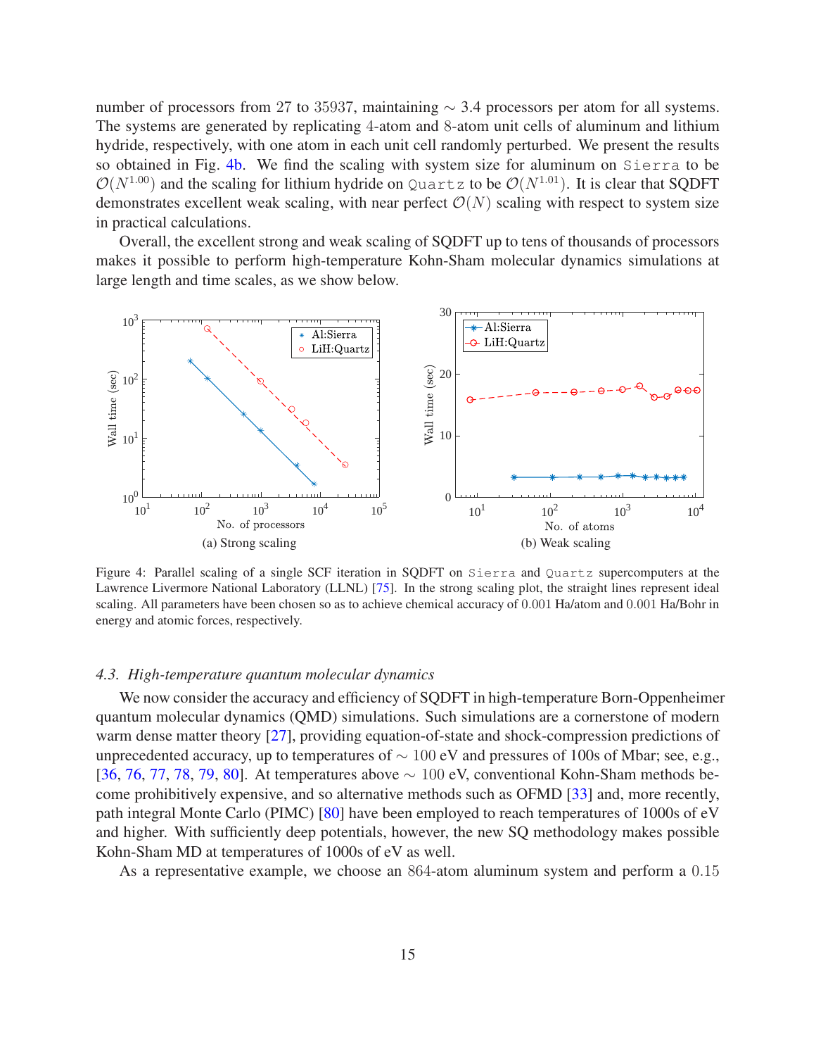number of processors from 27 to 35937, maintaining $\sim$ 3.4 processors per atom for all systems. The systems are generated by replicating 4-atom and 8-atom unit cells of aluminum and lithium hydride, respectively, with one atom in each unit cell randomly perturbed. We present the results so obtained in Fig. 4b. We find the scaling with system size for aluminum on `Sierra` to be $\mathcal{O}(N^{1.00})$ and the scaling for lithium hydride on `Quartz` to be $\mathcal{O}(N^{1.01})$. It is clear that SQDFT demonstrates excellent weak scaling, with near perfect $\mathcal{O}(N)$ scaling with respect to system size in practical calculations.

Overall, the excellent strong and weak scaling of SQDFT up to tens of thousands of processors makes it possible to perform high-temperature Kohn-Sham molecular dynamics simulations at large length and time scales, as we show below.

(a) Strong scaling

(b) Weak scaling

Figure 4: Parallel scaling of a single SCF iteration in SQDFT on `Sierra` and `Quartz` supercomputers at the Lawrence Livermore National Laboratory (LLNL) [75]. In the strong scaling plot, the straight lines represent ideal scaling. All parameters have been chosen so as to achieve chemical accuracy of 0.001 Ha/atom and 0.001 Ha/Bohr in energy and atomic forces, respectively.

### *4.3. High-temperature quantum molecular dynamics*

We now consider the accuracy and efficiency of SQDFT in high-temperature Born-Oppenheimer quantum molecular dynamics (QMD) simulations. Such simulations are a cornerstone of modern warm dense matter theory [27], providing equation-of-state and shock-compression predictions of unprecedented accuracy, up to temperatures of $\sim$ 100 eV and pressures of 100s of Mbar; see, e.g., [36, 76, 77, 78, 79, 80]. At temperatures above $\sim$ 100 eV, conventional Kohn-Sham methods become prohibitively expensive, and so alternative methods such as OFMD [33] and, more recently, path integral Monte Carlo (PIMC) [80] have been employed to reach temperatures of 1000s of eV and higher. With sufficiently deep potentials, however, the new SQ methodology makes possible Kohn-Sham MD at temperatures of 1000s of eV as well.

As a representative example, we choose an 864-atom aluminum system and perform a 0.15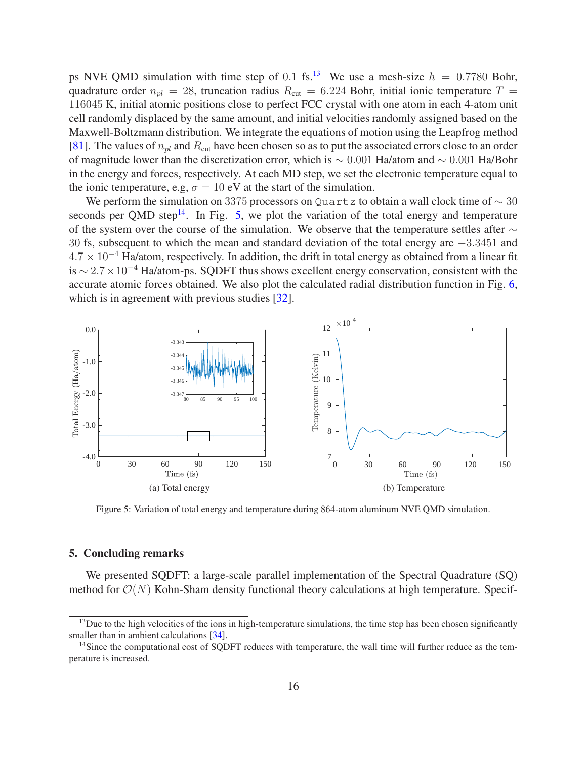ps NVE QMD simulation with time step of 0.1 fs.[13] We use a mesh-size $h = 0.7780$ Bohr, quadrature order $n_{pl} = 28$, truncation radius $R_{\text{cut}} = 6.224$ Bohr, initial ionic temperature $T = 116045$ K, initial atomic positions close to perfect FCC crystal with one atom in each 4-atom unit cell randomly displaced by the same amount, and initial velocities randomly assigned based on the Maxwell-Boltzmann distribution. We integrate the equations of motion using the Leapfrog method [81]. The values of $n_{pl}$ and $R_{\text{cut}}$ have been chosen so as to put the associated errors close to an order of magnitude lower than the discretization error, which is $\sim 0.001$ Ha/atom and $\sim 0.001$ Ha/Bohr in the energy and forces, respectively. At each MD step, we set the electronic temperature equal to the ionic temperature, e.g, $\sigma = 10$ eV at the start of the simulation.

We perform the simulation on 3375 processors on `Quartz` to obtain a wall clock time of $\sim 30$ seconds per QMD step[14]. In Fig. 5, we plot the variation of the total energy and temperature of the system over the course of the simulation. We observe that the temperature settles after $\sim 30$ fs, subsequent to which the mean and standard deviation of the total energy are $-3.3451$ and $4.7 \times 10^{-4}$ Ha/atom, respectively. In addition, the drift in total energy as obtained from a linear fit is $\sim 2.7 \times 10^{-4}$ Ha/atom-ps. SQDFT thus shows excellent energy conservation, consistent with the accurate atomic forces obtained. We also plot the calculated radial distribution function in Fig. 6, which is in agreement with previous studies [32].

(a) Total energy

(b) Temperature

Figure 5: Variation of total energy and temperature during 864-atom aluminum NVE QMD simulation.

## 5. Concluding remarks

We presented SQDFT: a large-scale parallel implementation of the Spectral Quadrature (SQ) method for $\mathcal{O}(N)$ Kohn-Sham density functional theory calculations at high temperature. Specif-

[13] Due to the high velocities of the ions in high-temperature simulations, the time step has been chosen significantly smaller than in ambient calculations [34].

[14] Since the computational cost of SQDFT reduces with temperature, the wall time will further reduce as the temperature is increased.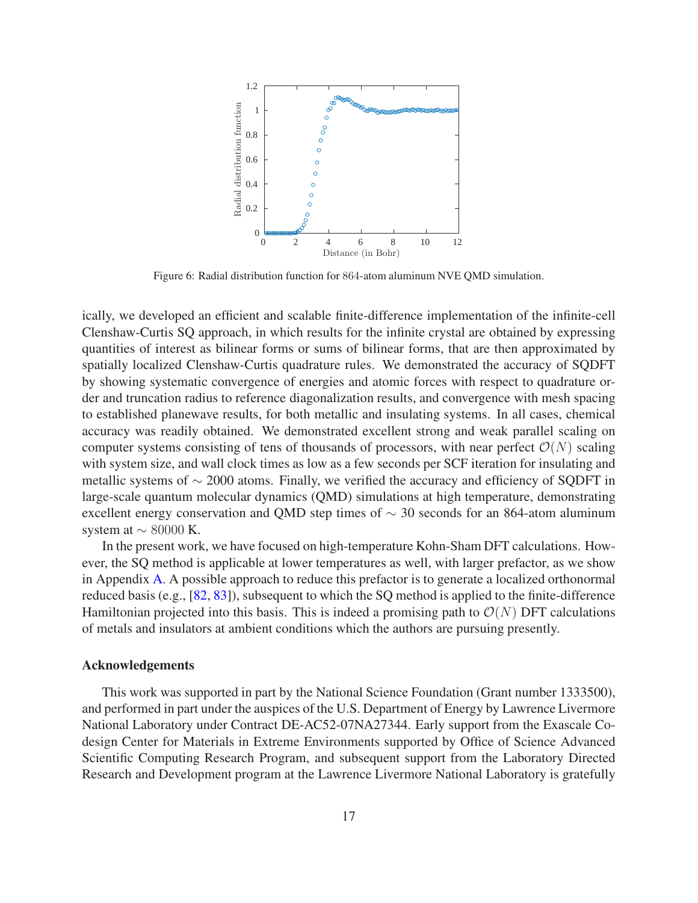Figure 6: Radial distribution function for 864-atom aluminum NVE QMD simulation.

ically, we developed an efficient and scalable finite-difference implementation of the infinite-cell Clenshaw-Curtis SQ approach, in which results for the infinite crystal are obtained by expressing quantities of interest as bilinear forms or sums of bilinear forms, that are then approximated by spatially localized Clenshaw-Curtis quadrature rules. We demonstrated the accuracy of SQDFT by showing systematic convergence of energies and atomic forces with respect to quadrature order and truncation radius to reference diagonalization results, and convergence with mesh spacing to established planewave results, for both metallic and insulating systems. In all cases, chemical accuracy was readily obtained. We demonstrated excellent strong and weak parallel scaling on computer systems consisting of tens of thousands of processors, with near perfect $\mathcal{O}(N)$ scaling with system size, and wall clock times as low as a few seconds per SCF iteration for insulating and metallic systems of $\sim$ 2000 atoms. Finally, we verified the accuracy and efficiency of SQDFT in large-scale quantum molecular dynamics (QMD) simulations at high temperature, demonstrating excellent energy conservation and QMD step times of $\sim$ 30 seconds for an 864-atom aluminum system at $\sim 80000$ K.

In the present work, we have focused on high-temperature Kohn-Sham DFT calculations. However, the SQ method is applicable at lower temperatures as well, with larger prefactor, as we show in Appendix A. A possible approach to reduce this prefactor is to generate a localized orthonormal reduced basis (e.g., [82, 83]), subsequent to which the SQ method is applied to the finite-difference Hamiltonian projected into this basis. This is indeed a promising path to $\mathcal{O}(N)$ DFT calculations of metals and insulators at ambient conditions which the authors are pursuing presently.

## Acknowledgements

This work was supported in part by the National Science Foundation (Grant number 1333500), and performed in part under the auspices of the U.S. Department of Energy by Lawrence Livermore National Laboratory under Contract DE-AC52-07NA27344. Early support from the Exascale Co-design Center for Materials in Extreme Environments supported by Office of Science Advanced Scientific Computing Research Program, and subsequent support from the Laboratory Directed Research and Development program at the Lawrence Livermore National Laboratory is gratefully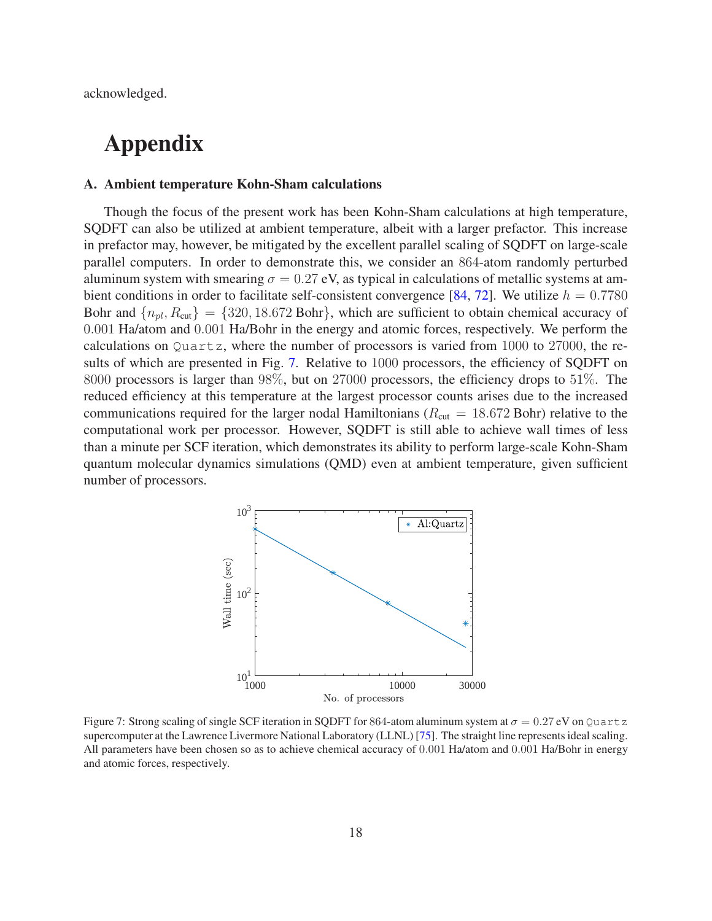acknowledged.

# Appendix

### A. Ambient temperature Kohn-Sham calculations

Though the focus of the present work has been Kohn-Sham calculations at high temperature, SQDFT can also be utilized at ambient temperature, albeit with a larger prefactor. This increase in prefactor may, however, be mitigated by the excellent parallel scaling of SQDFT on large-scale parallel computers. In order to demonstrate this, we consider an $864$-atom randomly perturbed aluminum system with smearing $\sigma = 0.27$ eV, as typical in calculations of metallic systems at ambient conditions in order to facilitate self-consistent convergence [84, 72]. We utilize $h = 0.7780$ Bohr and $\{n_{pl}, R_{\text{cut}}\} = \{320, 18.672 \text{ Bohr}\}$, which are sufficient to obtain chemical accuracy of $0.001$ Ha/atom and $0.001$ Ha/Bohr in the energy and atomic forces, respectively. We perform the calculations on `Quartz`, where the number of processors is varied from $1000$ to $27000$, the results of which are presented in Fig. 7. Relative to $1000$ processors, the efficiency of SQDFT on $8000$ processors is larger than $98\%$, but on $27000$ processors, the efficiency drops to $51\%$. The reduced efficiency at this temperature at the largest processor counts arises due to the increased communications required for the larger nodal Hamiltonians ($R_{\text{cut}} = 18.672$ Bohr) relative to the computational work per processor. However, SQDFT is still able to achieve wall times of less than a minute per SCF iteration, which demonstrates its ability to perform large-scale Kohn-Sham quantum molecular dynamics simulations (QMD) even at ambient temperature, given sufficient number of processors.

Figure 7: Strong scaling of single SCF iteration in SQDFT for $864$-atom aluminum system at $\sigma = 0.27$ eV on `Quartz` supercomputer at the Lawrence Livermore National Laboratory (LLNL) [75]. The straight line represents ideal scaling. All parameters have been chosen so as to achieve chemical accuracy of $0.001$ Ha/atom and $0.001$ Ha/Bohr in energy and atomic forces, respectively.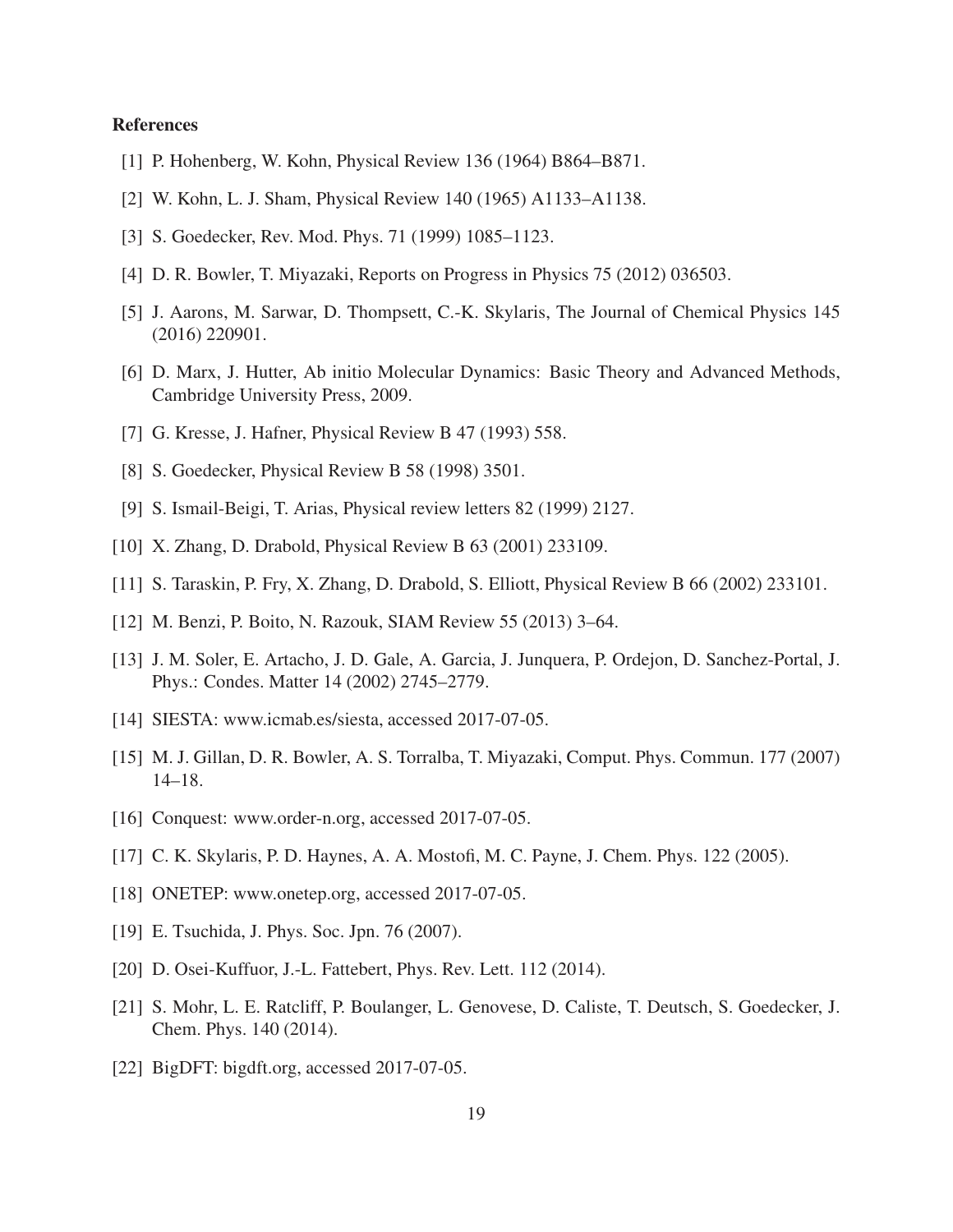## References

[1] P. Hohenberg, W. Kohn, Physical Review 136 (1964) B864–B871.

[2] W. Kohn, L. J. Sham, Physical Review 140 (1965) A1133–A1138.

[3] S. Goedecker, Rev. Mod. Phys. 71 (1999) 1085–1123.

[4] D. R. Bowler, T. Miyazaki, Reports on Progress in Physics 75 (2012) 036503.

[5] J. Aarons, M. Sarwar, D. Thompsett, C.-K. Skylaris, The Journal of Chemical Physics 145 (2016) 220901.

[6] D. Marx, J. Hutter, Ab initio Molecular Dynamics: Basic Theory and Advanced Methods, Cambridge University Press, 2009.

[7] G. Kresse, J. Hafner, Physical Review B 47 (1993) 558.

[8] S. Goedecker, Physical Review B 58 (1998) 3501.

[9] S. Ismail-Beigi, T. Arias, Physical review letters 82 (1999) 2127.

[10] X. Zhang, D. Drabold, Physical Review B 63 (2001) 233109.

[11] S. Taraskin, P. Fry, X. Zhang, D. Drabold, S. Elliott, Physical Review B 66 (2002) 233101.

[12] M. Benzi, P. Boito, N. Razouk, SIAM Review 55 (2013) 3–64.

[13] J. M. Soler, E. Artacho, J. D. Gale, A. Garcia, J. Junquera, P. Ordejon, D. Sanchez-Portal, J. Phys.: Condes. Matter 14 (2002) 2745–2779.

[14] SIESTA: www.icmab.es/siesta, accessed 2017-07-05.

[15] M. J. Gillan, D. R. Bowler, A. S. Torralba, T. Miyazaki, Comput. Phys. Commun. 177 (2007) 14–18.

[16] Conquest: www.order-n.org, accessed 2017-07-05.

[17] C. K. Skylaris, P. D. Haynes, A. A. Mostofi, M. C. Payne, J. Chem. Phys. 122 (2005).

[18] ONETEP: www.onetep.org, accessed 2017-07-05.

[19] E. Tsuchida, J. Phys. Soc. Jpn. 76 (2007).

[20] D. Osei-Kuffuor, J.-L. Fattebert, Phys. Rev. Lett. 112 (2014).

[21] S. Mohr, L. E. Ratcliff, P. Boulanger, L. Genovese, D. Caliste, T. Deutsch, S. Goedecker, J. Chem. Phys. 140 (2014).

[22] BigDFT: bigdft.org, accessed 2017-07-05.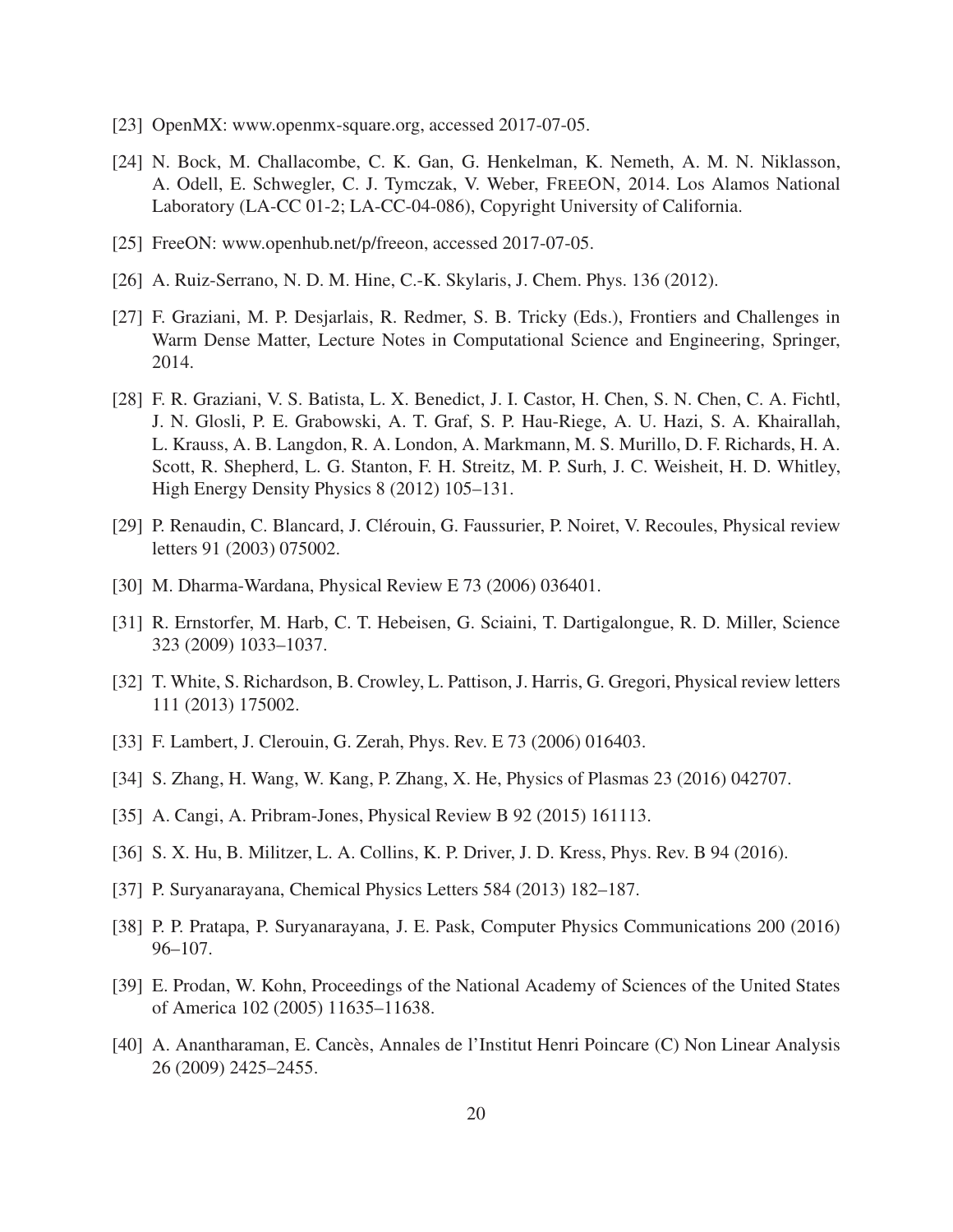[23] OpenMX: www.openmx-square.org, accessed 2017-07-05.

[24] N. Bock, M. Challacombe, C. K. Gan, G. Henkelman, K. Nemeth, A. M. N. Niklasson, A. Odell, E. Schwegler, C. J. Tymczak, V. Weber, FreeON, 2014. Los Alamos National Laboratory (LA-CC 01-2; LA-CC-04-086), Copyright University of California.

[25] FreeON: www.openhub.net/p/freeon, accessed 2017-07-05.

[26] A. Ruiz-Serrano, N. D. M. Hine, C.-K. Skylaris, J. Chem. Phys. 136 (2012).

[27] F. Graziani, M. P. Desjarlais, R. Redmer, S. B. Tricky (Eds.), Frontiers and Challenges in Warm Dense Matter, Lecture Notes in Computational Science and Engineering, Springer, 2014.

[28] F. R. Graziani, V. S. Batista, L. X. Benedict, J. I. Castor, H. Chen, S. N. Chen, C. A. Fichtl, J. N. Glosli, P. E. Grabowski, A. T. Graf, S. P. Hau-Riege, A. U. Hazi, S. A. Khairallah, L. Krauss, A. B. Langdon, R. A. London, A. Markmann, M. S. Murillo, D. F. Richards, H. A. Scott, R. Shepherd, L. G. Stanton, F. H. Streitz, M. P. Surh, J. C. Weisheit, H. D. Whitley, High Energy Density Physics 8 (2012) 105–131.

[29] P. Renaudin, C. Blancard, J. Clérouin, G. Faussurier, P. Noiret, V. Recoules, Physical review letters 91 (2003) 075002.

[30] M. Dharma-Wardana, Physical Review E 73 (2006) 036401.

[31] R. Ernstorfer, M. Harb, C. T. Hebeisen, G. Sciaini, T. Dartigalongue, R. D. Miller, Science 323 (2009) 1033–1037.

[32] T. White, S. Richardson, B. Crowley, L. Pattison, J. Harris, G. Gregori, Physical review letters 111 (2013) 175002.

[33] F. Lambert, J. Clerouin, G. Zerah, Phys. Rev. E 73 (2006) 016403.

[34] S. Zhang, H. Wang, W. Kang, P. Zhang, X. He, Physics of Plasmas 23 (2016) 042707.

[35] A. Cangi, A. Pribram-Jones, Physical Review B 92 (2015) 161113.

[36] S. X. Hu, B. Militzer, L. A. Collins, K. P. Driver, J. D. Kress, Phys. Rev. B 94 (2016).

[37] P. Suryanarayana, Chemical Physics Letters 584 (2013) 182–187.

[38] P. P. Pratapa, P. Suryanarayana, J. E. Pask, Computer Physics Communications 200 (2016) 96–107.

[39] E. Prodan, W. Kohn, Proceedings of the National Academy of Sciences of the United States of America 102 (2005) 11635–11638.

[40] A. Anantharaman, E. Cancès, Annales de l'Institut Henri Poincare (C) Non Linear Analysis 26 (2009) 2425–2455.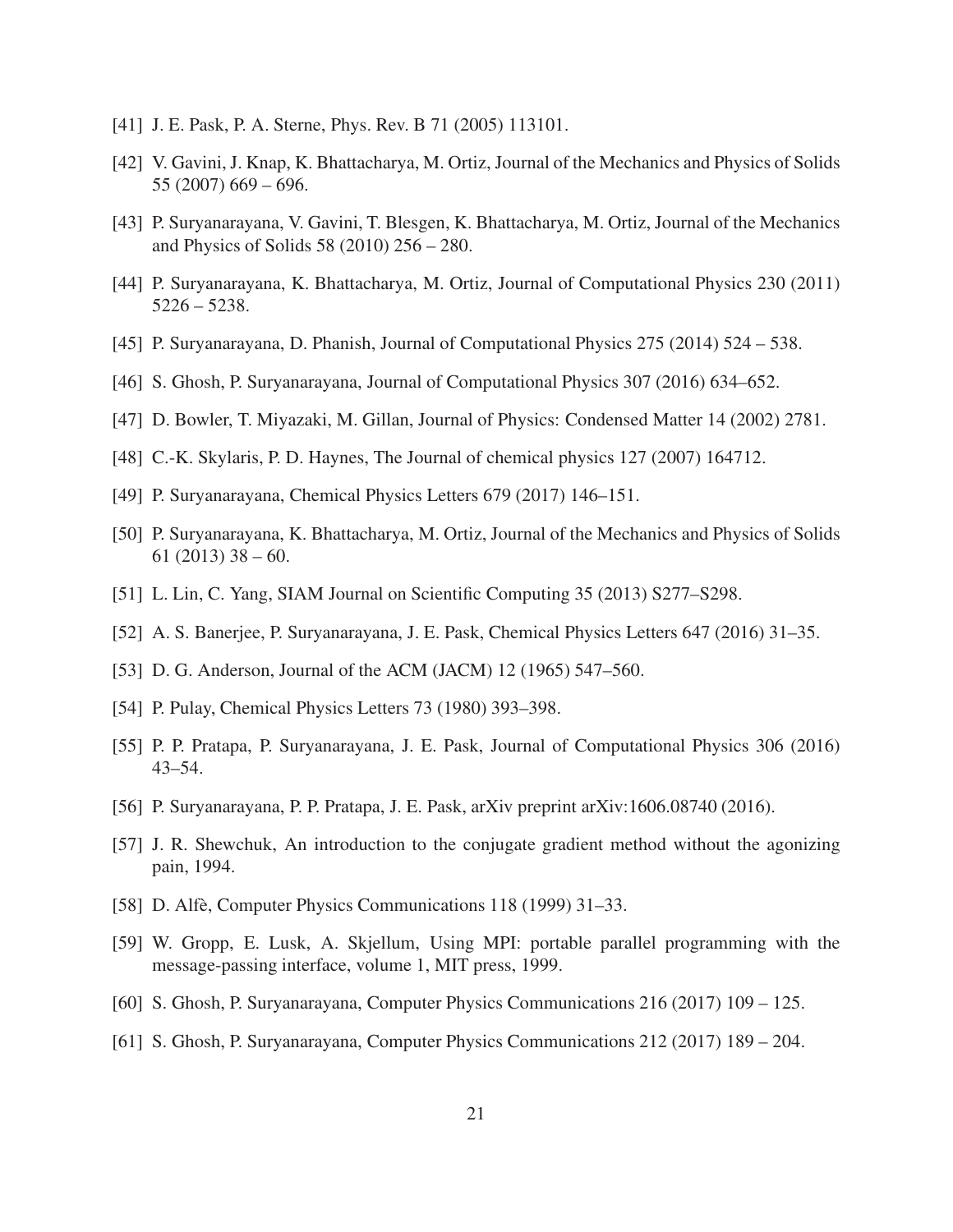[41] J. E. Pask, P. A. Sterne, Phys. Rev. B 71 (2005) 113101.

[42] V. Gavini, J. Knap, K. Bhattacharya, M. Ortiz, Journal of the Mechanics and Physics of Solids 55 (2007) 669 – 696.

[43] P. Suryanarayana, V. Gavini, T. Blesgen, K. Bhattacharya, M. Ortiz, Journal of the Mechanics and Physics of Solids 58 (2010) 256 – 280.

[44] P. Suryanarayana, K. Bhattacharya, M. Ortiz, Journal of Computational Physics 230 (2011) 5226 – 5238.

[45] P. Suryanarayana, D. Phanish, Journal of Computational Physics 275 (2014) 524 – 538.

[46] S. Ghosh, P. Suryanarayana, Journal of Computational Physics 307 (2016) 634–652.

[47] D. Bowler, T. Miyazaki, M. Gillan, Journal of Physics: Condensed Matter 14 (2002) 2781.

[48] C.-K. Skylaris, P. D. Haynes, The Journal of chemical physics 127 (2007) 164712.

[49] P. Suryanarayana, Chemical Physics Letters 679 (2017) 146–151.

[50] P. Suryanarayana, K. Bhattacharya, M. Ortiz, Journal of the Mechanics and Physics of Solids 61 (2013) 38 – 60.

[51] L. Lin, C. Yang, SIAM Journal on Scientific Computing 35 (2013) S277–S298.

[52] A. S. Banerjee, P. Suryanarayana, J. E. Pask, Chemical Physics Letters 647 (2016) 31–35.

[53] D. G. Anderson, Journal of the ACM (JACM) 12 (1965) 547–560.

[54] P. Pulay, Chemical Physics Letters 73 (1980) 393–398.

[55] P. P. Pratapa, P. Suryanarayana, J. E. Pask, Journal of Computational Physics 306 (2016) 43–54.

[56] P. Suryanarayana, P. P. Pratapa, J. E. Pask, arXiv preprint arXiv:1606.08740 (2016).

[57] J. R. Shewchuk, An introduction to the conjugate gradient method without the agonizing pain, 1994.

[58] D. Alfè, Computer Physics Communications 118 (1999) 31–33.

[59] W. Gropp, E. Lusk, A. Skjellum, Using MPI: portable parallel programming with the message-passing interface, volume 1, MIT press, 1999.

[60] S. Ghosh, P. Suryanarayana, Computer Physics Communications 216 (2017) 109 – 125.

[61] S. Ghosh, P. Suryanarayana, Computer Physics Communications 212 (2017) 189 – 204.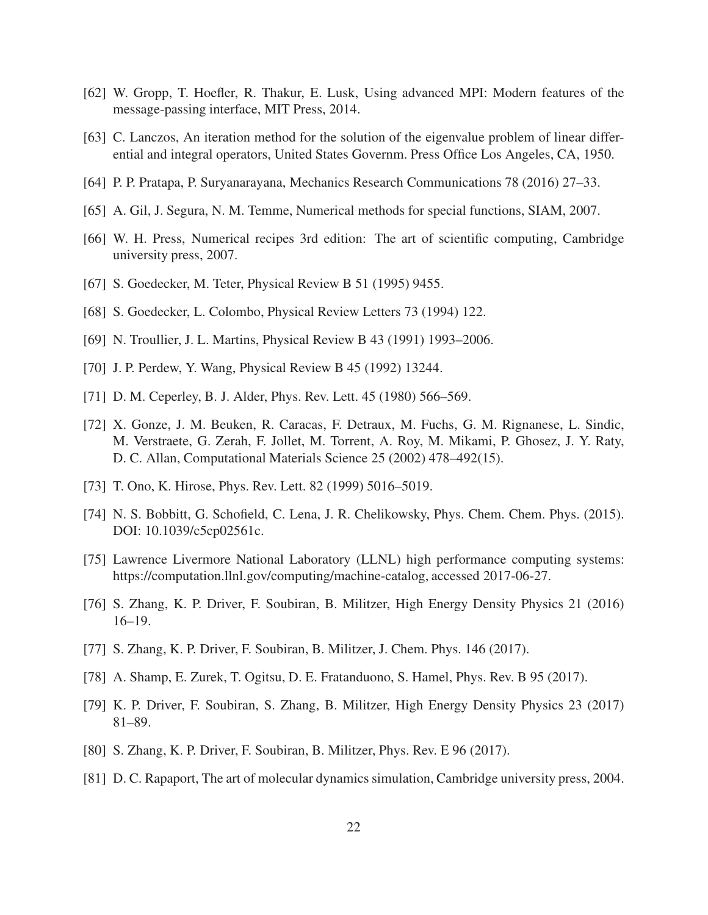[62] W. Gropp, T. Hoefler, R. Thakur, E. Lusk, Using advanced MPI: Modern features of the message-passing interface, MIT Press, 2014.

[63] C. Lanczos, An iteration method for the solution of the eigenvalue problem of linear differential and integral operators, United States Governm. Press Office Los Angeles, CA, 1950.

[64] P. P. Pratapa, P. Suryanarayana, Mechanics Research Communications 78 (2016) 27–33.

[65] A. Gil, J. Segura, N. M. Temme, Numerical methods for special functions, SIAM, 2007.

[66] W. H. Press, Numerical recipes 3rd edition: The art of scientific computing, Cambridge university press, 2007.

[67] S. Goedecker, M. Teter, Physical Review B 51 (1995) 9455.

[68] S. Goedecker, L. Colombo, Physical Review Letters 73 (1994) 122.

[69] N. Troullier, J. L. Martins, Physical Review B 43 (1991) 1993–2006.

[70] J. P. Perdew, Y. Wang, Physical Review B 45 (1992) 13244.

[71] D. M. Ceperley, B. J. Alder, Phys. Rev. Lett. 45 (1980) 566–569.

[72] X. Gonze, J. M. Beuken, R. Caracas, F. Detraux, M. Fuchs, G. M. Rignanese, L. Sindic, M. Verstraete, G. Zerah, F. Jollet, M. Torrent, A. Roy, M. Mikami, P. Ghosez, J. Y. Raty, D. C. Allan, Computational Materials Science 25 (2002) 478–492(15).

[73] T. Ono, K. Hirose, Phys. Rev. Lett. 82 (1999) 5016–5019.

[74] N. S. Bobbitt, G. Schofield, C. Lena, J. R. Chelikowsky, Phys. Chem. Chem. Phys. (2015). DOI: 10.1039/c5cp02561c.

[75] Lawrence Livermore National Laboratory (LLNL) high performance computing systems: https://computation.llnl.gov/computing/machine-catalog, accessed 2017-06-27.

[76] S. Zhang, K. P. Driver, F. Soubiran, B. Militzer, High Energy Density Physics 21 (2016) 16–19.

[77] S. Zhang, K. P. Driver, F. Soubiran, B. Militzer, J. Chem. Phys. 146 (2017).

[78] A. Shamp, E. Zurek, T. Ogitsu, D. E. Fratanduono, S. Hamel, Phys. Rev. B 95 (2017).

[79] K. P. Driver, F. Soubiran, S. Zhang, B. Militzer, High Energy Density Physics 23 (2017) 81–89.

[80] S. Zhang, K. P. Driver, F. Soubiran, B. Militzer, Phys. Rev. E 96 (2017).

[81] D. C. Rapaport, The art of molecular dynamics simulation, Cambridge university press, 2004.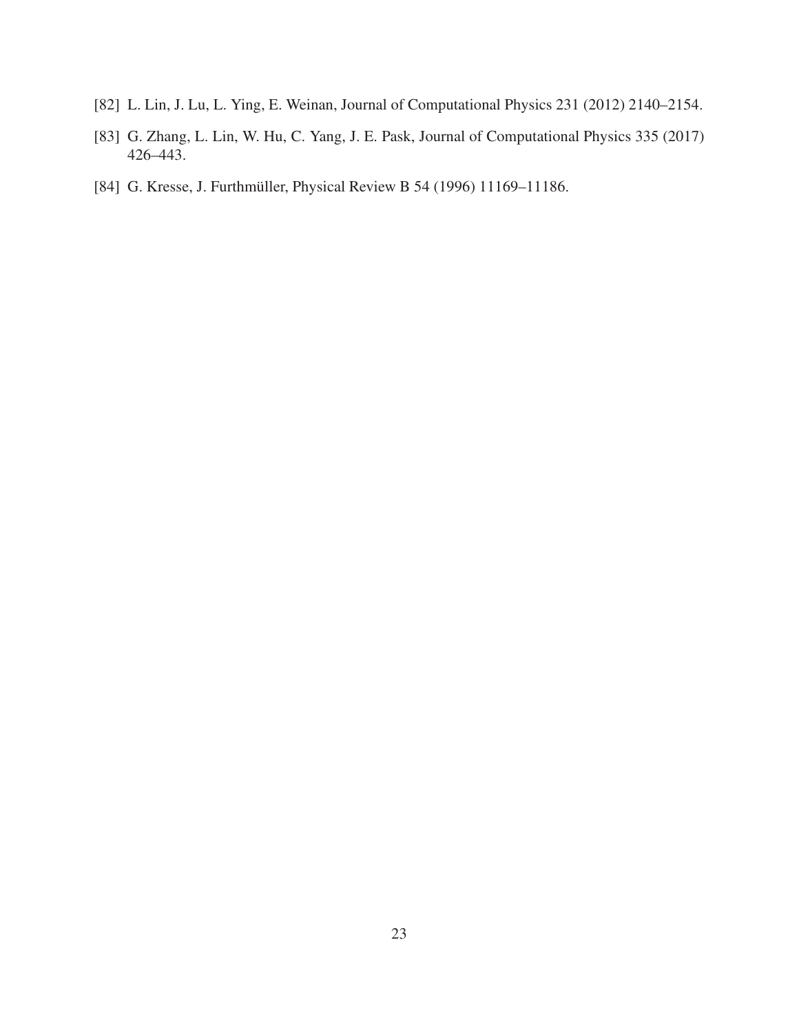[82] L. Lin, J. Lu, L. Ying, E. Weinan, Journal of Computational Physics 231 (2012) 2140–2154.

[83] G. Zhang, L. Lin, W. Hu, C. Yang, J. E. Pask, Journal of Computational Physics 335 (2017) 426–443.

[84] G. Kresse, J. Furthmüller, Physical Review B 54 (1996) 11169–11186.